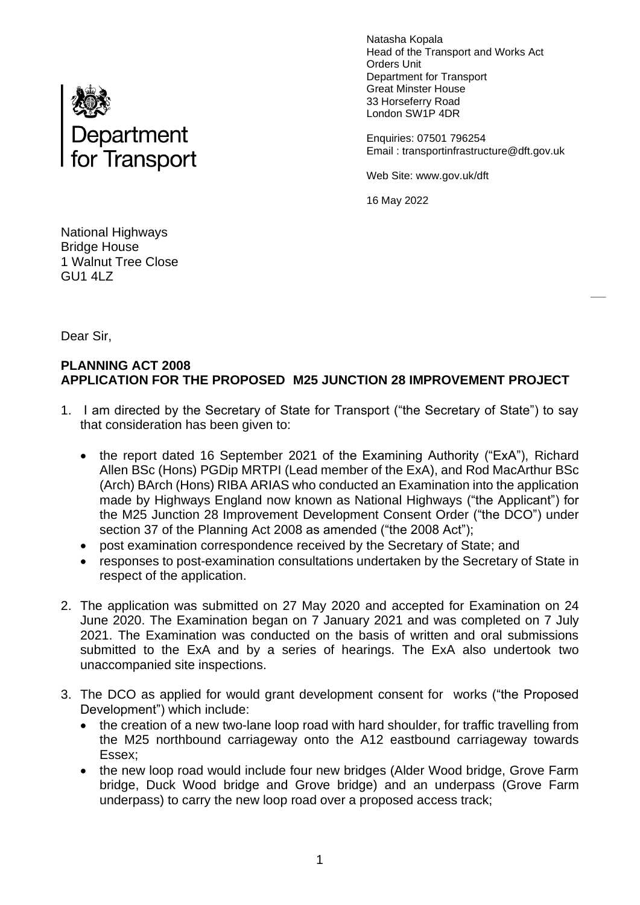Department for Transport

Natasha Kopala
Head of the Transport and Works Act
Orders Unit
Department for Transport
Great Minster House
33 Horseferry Road
London SW1P 4DR

Enquiries: 07501 796254
Email : transportinfrastructure@dft.gov.uk

Web Site: www.gov.uk/dft

16 May 2022

National Highways
Bridge House
1 Walnut Tree Close
GU1 4LZ

Dear Sir,

**PLANNING ACT 2008**
**APPLICATION FOR THE PROPOSED M25 JUNCTION 28 IMPROVEMENT PROJECT**

1. I am directed by the Secretary of State for Transport ("the Secretary of State") to say that consideration has been given to:

   - the report dated 16 September 2021 of the Examining Authority ("ExA"), Richard Allen BSc (Hons) PGDip MRTPI (Lead member of the ExA), and Rod MacArthur BSc (Arch) BArch (Hons) RIBA ARIAS who conducted an Examination into the application made by Highways England now known as National Highways ("the Applicant") for the M25 Junction 28 Improvement Development Consent Order ("the DCO") under section 37 of the Planning Act 2008 as amended ("the 2008 Act");
   - post examination correspondence received by the Secretary of State; and
   - responses to post-examination consultations undertaken by the Secretary of State in respect of the application.

2. The application was submitted on 27 May 2020 and accepted for Examination on 24 June 2020. The Examination began on 7 January 2021 and was completed on 7 July 2021. The Examination was conducted on the basis of written and oral submissions submitted to the ExA and by a series of hearings. The ExA also undertook two unaccompanied site inspections.

3. The DCO as applied for would grant development consent for works ("the Proposed Development") which include:
   - the creation of a new two-lane loop road with hard shoulder, for traffic travelling from the M25 northbound carriageway onto the A12 eastbound carriageway towards Essex;
   - the new loop road would include four new bridges (Alder Wood bridge, Grove Farm bridge, Duck Wood bridge and Grove bridge) and an underpass (Grove Farm underpass) to carry the new loop road over a proposed access track;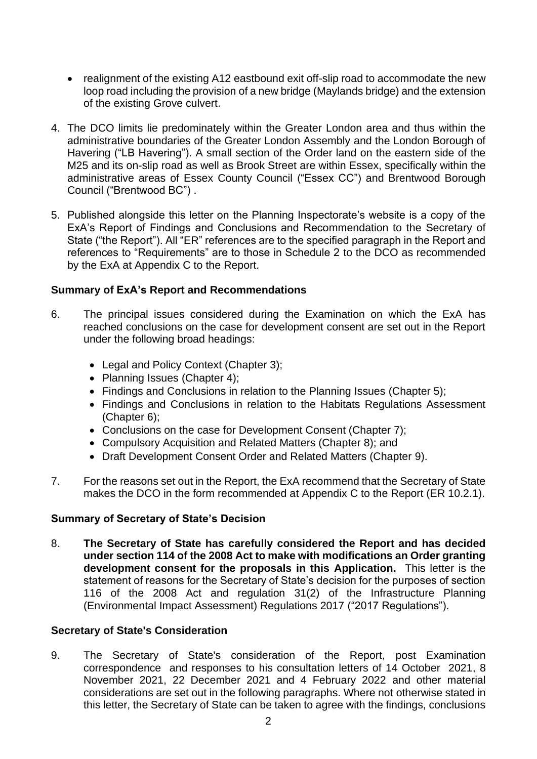- realignment of the existing A12 eastbound exit off-slip road to accommodate the new loop road including the provision of a new bridge (Maylands bridge) and the extension of the existing Grove culvert.

4. The DCO limits lie predominately within the Greater London area and thus within the administrative boundaries of the Greater London Assembly and the London Borough of Havering ("LB Havering"). A small section of the Order land on the eastern side of the M25 and its on-slip road as well as Brook Street are within Essex, specifically within the administrative areas of Essex County Council ("Essex CC") and Brentwood Borough Council ("Brentwood BC") .

5. Published alongside this letter on the Planning Inspectorate's website is a copy of the ExA's Report of Findings and Conclusions and Recommendation to the Secretary of State ("the Report"). All "ER" references are to the specified paragraph in the Report and references to "Requirements" are to those in Schedule 2 to the DCO as recommended by the ExA at Appendix C to the Report.

## Summary of ExA's Report and Recommendations

6. The principal issues considered during the Examination on which the ExA has reached conclusions on the case for development consent are set out in the Report under the following broad headings:

   - Legal and Policy Context (Chapter 3);
   - Planning Issues (Chapter 4);
   - Findings and Conclusions in relation to the Planning Issues (Chapter 5);
   - Findings and Conclusions in relation to the Habitats Regulations Assessment (Chapter 6);
   - Conclusions on the case for Development Consent (Chapter 7);
   - Compulsory Acquisition and Related Matters (Chapter 8); and
   - Draft Development Consent Order and Related Matters (Chapter 9).

7. For the reasons set out in the Report, the ExA recommend that the Secretary of State makes the DCO in the form recommended at Appendix C to the Report (ER 10.2.1).

## Summary of Secretary of State's Decision

8. **The Secretary of State has carefully considered the Report and has decided under section 114 of the 2008 Act to make with modifications an Order granting development consent for the proposals in this Application.** This letter is the statement of reasons for the Secretary of State's decision for the purposes of section 116 of the 2008 Act and regulation 31(2) of the Infrastructure Planning (Environmental Impact Assessment) Regulations 2017 ("2017 Regulations").

## Secretary of State's Consideration

9. The Secretary of State's consideration of the Report, post Examination correspondence and responses to his consultation letters of 14 October 2021, 8 November 2021, 22 December 2021 and 4 February 2022 and other material considerations are set out in the following paragraphs. Where not otherwise stated in this letter, the Secretary of State can be taken to agree with the findings, conclusions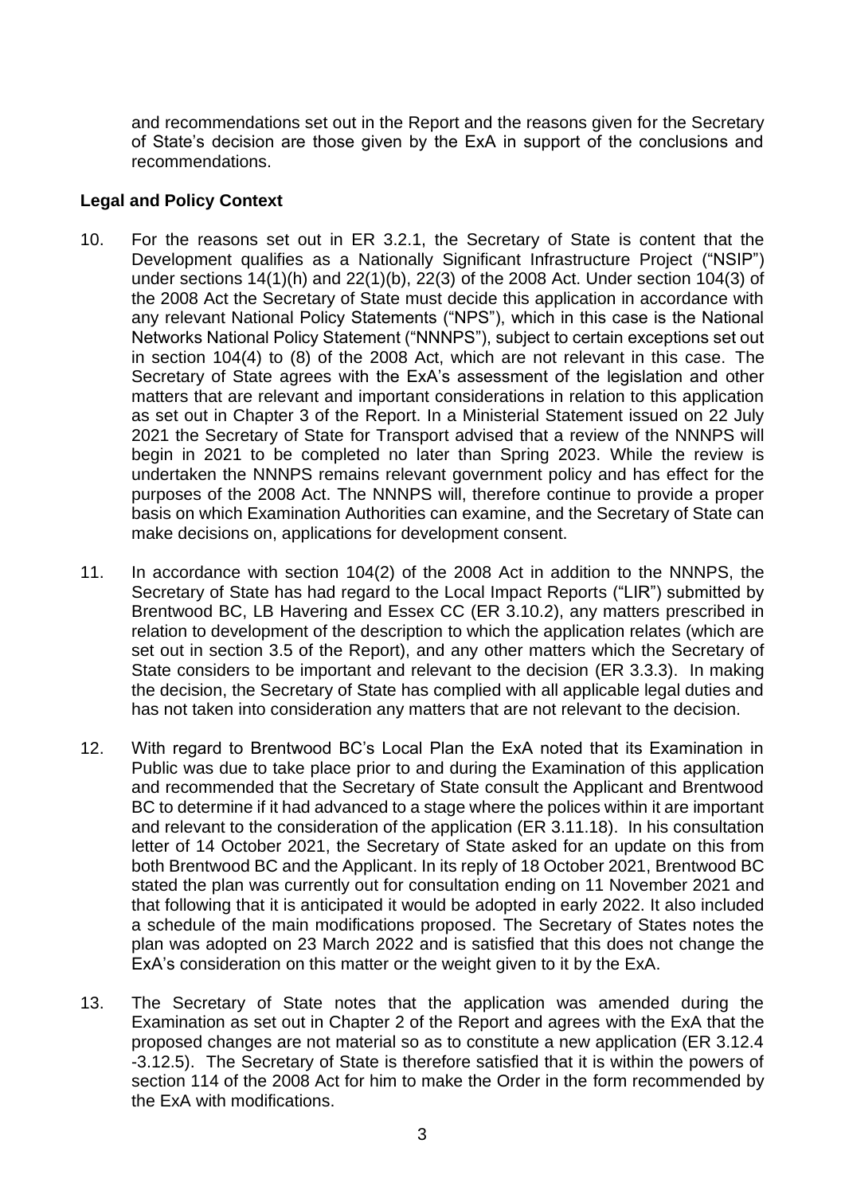and recommendations set out in the Report and the reasons given for the Secretary of State's decision are those given by the ExA in support of the conclusions and recommendations.

**Legal and Policy Context**

10. For the reasons set out in ER 3.2.1, the Secretary of State is content that the Development qualifies as a Nationally Significant Infrastructure Project ("NSIP") under sections 14(1)(h) and 22(1)(b), 22(3) of the 2008 Act. Under section 104(3) of the 2008 Act the Secretary of State must decide this application in accordance with any relevant National Policy Statements ("NPS"), which in this case is the National Networks National Policy Statement ("NNNPS"), subject to certain exceptions set out in section 104(4) to (8) of the 2008 Act, which are not relevant in this case. The Secretary of State agrees with the ExA's assessment of the legislation and other matters that are relevant and important considerations in relation to this application as set out in Chapter 3 of the Report. In a Ministerial Statement issued on 22 July 2021 the Secretary of State for Transport advised that a review of the NNNPS will begin in 2021 to be completed no later than Spring 2023. While the review is undertaken the NNNPS remains relevant government policy and has effect for the purposes of the 2008 Act. The NNNPS will, therefore continue to provide a proper basis on which Examination Authorities can examine, and the Secretary of State can make decisions on, applications for development consent.

11. In accordance with section 104(2) of the 2008 Act in addition to the NNNPS, the Secretary of State has had regard to the Local Impact Reports ("LIR") submitted by Brentwood BC, LB Havering and Essex CC (ER 3.10.2), any matters prescribed in relation to development of the description to which the application relates (which are set out in section 3.5 of the Report), and any other matters which the Secretary of State considers to be important and relevant to the decision (ER 3.3.3). In making the decision, the Secretary of State has complied with all applicable legal duties and has not taken into consideration any matters that are not relevant to the decision.

12. With regard to Brentwood BC's Local Plan the ExA noted that its Examination in Public was due to take place prior to and during the Examination of this application and recommended that the Secretary of State consult the Applicant and Brentwood BC to determine if it had advanced to a stage where the polices within it are important and relevant to the consideration of the application (ER 3.11.18). In his consultation letter of 14 October 2021, the Secretary of State asked for an update on this from both Brentwood BC and the Applicant. In its reply of 18 October 2021, Brentwood BC stated the plan was currently out for consultation ending on 11 November 2021 and that following that it is anticipated it would be adopted in early 2022. It also included a schedule of the main modifications proposed. The Secretary of States notes the plan was adopted on 23 March 2022 and is satisfied that this does not change the ExA's consideration on this matter or the weight given to it by the ExA.

13. The Secretary of State notes that the application was amended during the Examination as set out in Chapter 2 of the Report and agrees with the ExA that the proposed changes are not material so as to constitute a new application (ER 3.12.4 -3.12.5). The Secretary of State is therefore satisfied that it is within the powers of section 114 of the 2008 Act for him to make the Order in the form recommended by the ExA with modifications.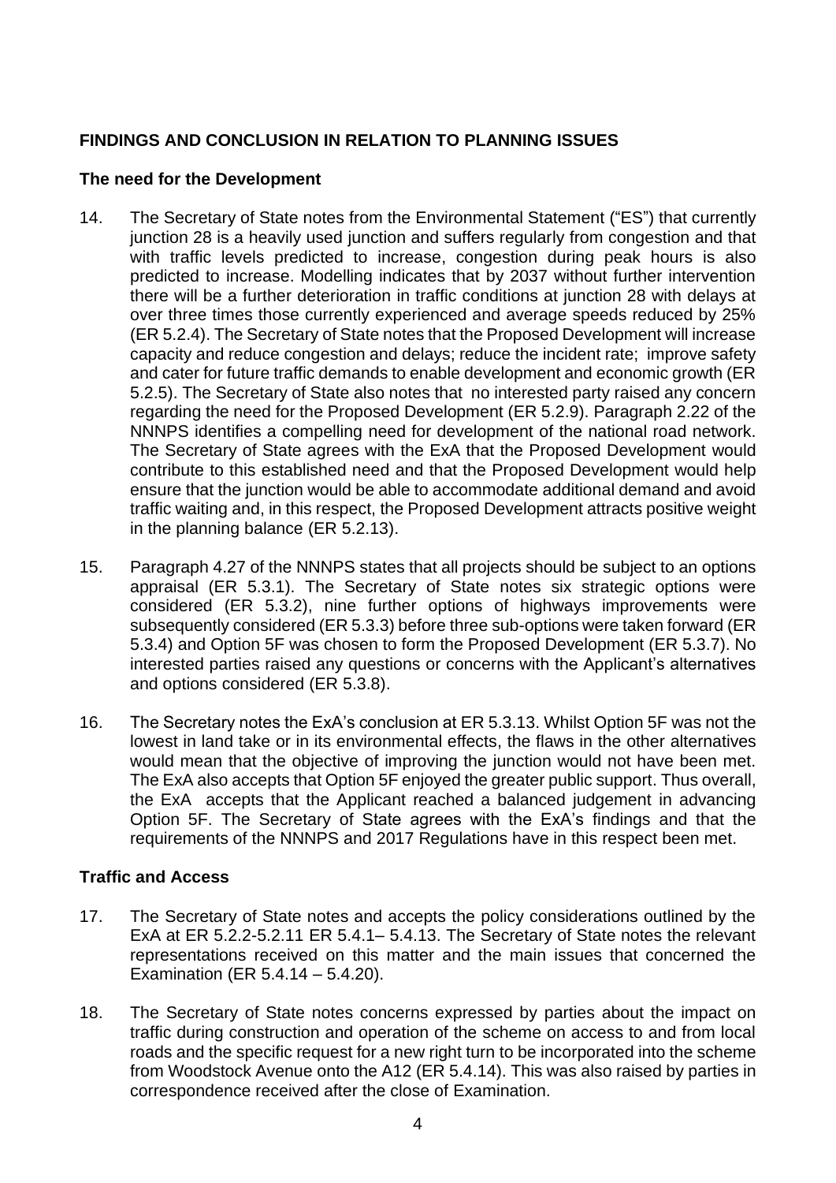## FINDINGS AND CONCLUSION IN RELATION TO PLANNING ISSUES

### The need for the Development

14. The Secretary of State notes from the Environmental Statement ("ES") that currently junction 28 is a heavily used junction and suffers regularly from congestion and that with traffic levels predicted to increase, congestion during peak hours is also predicted to increase. Modelling indicates that by 2037 without further intervention there will be a further deterioration in traffic conditions at junction 28 with delays at over three times those currently experienced and average speeds reduced by 25% (ER 5.2.4). The Secretary of State notes that the Proposed Development will increase capacity and reduce congestion and delays; reduce the incident rate; improve safety and cater for future traffic demands to enable development and economic growth (ER 5.2.5). The Secretary of State also notes that no interested party raised any concern regarding the need for the Proposed Development (ER 5.2.9). Paragraph 2.22 of the NNNPS identifies a compelling need for development of the national road network. The Secretary of State agrees with the ExA that the Proposed Development would contribute to this established need and that the Proposed Development would help ensure that the junction would be able to accommodate additional demand and avoid traffic waiting and, in this respect, the Proposed Development attracts positive weight in the planning balance (ER 5.2.13).

15. Paragraph 4.27 of the NNNPS states that all projects should be subject to an options appraisal (ER 5.3.1). The Secretary of State notes six strategic options were considered (ER 5.3.2), nine further options of highways improvements were subsequently considered (ER 5.3.3) before three sub-options were taken forward (ER 5.3.4) and Option 5F was chosen to form the Proposed Development (ER 5.3.7). No interested parties raised any questions or concerns with the Applicant's alternatives and options considered (ER 5.3.8).

16. The Secretary notes the ExA's conclusion at ER 5.3.13. Whilst Option 5F was not the lowest in land take or in its environmental effects, the flaws in the other alternatives would mean that the objective of improving the junction would not have been met. The ExA also accepts that Option 5F enjoyed the greater public support. Thus overall, the ExA accepts that the Applicant reached a balanced judgement in advancing Option 5F. The Secretary of State agrees with the ExA's findings and that the requirements of the NNNPS and 2017 Regulations have in this respect been met.

### Traffic and Access

17. The Secretary of State notes and accepts the policy considerations outlined by the ExA at ER 5.2.2-5.2.11 ER 5.4.1– 5.4.13. The Secretary of State notes the relevant representations received on this matter and the main issues that concerned the Examination (ER 5.4.14 – 5.4.20).

18. The Secretary of State notes concerns expressed by parties about the impact on traffic during construction and operation of the scheme on access to and from local roads and the specific request for a new right turn to be incorporated into the scheme from Woodstock Avenue onto the A12 (ER 5.4.14). This was also raised by parties in correspondence received after the close of Examination.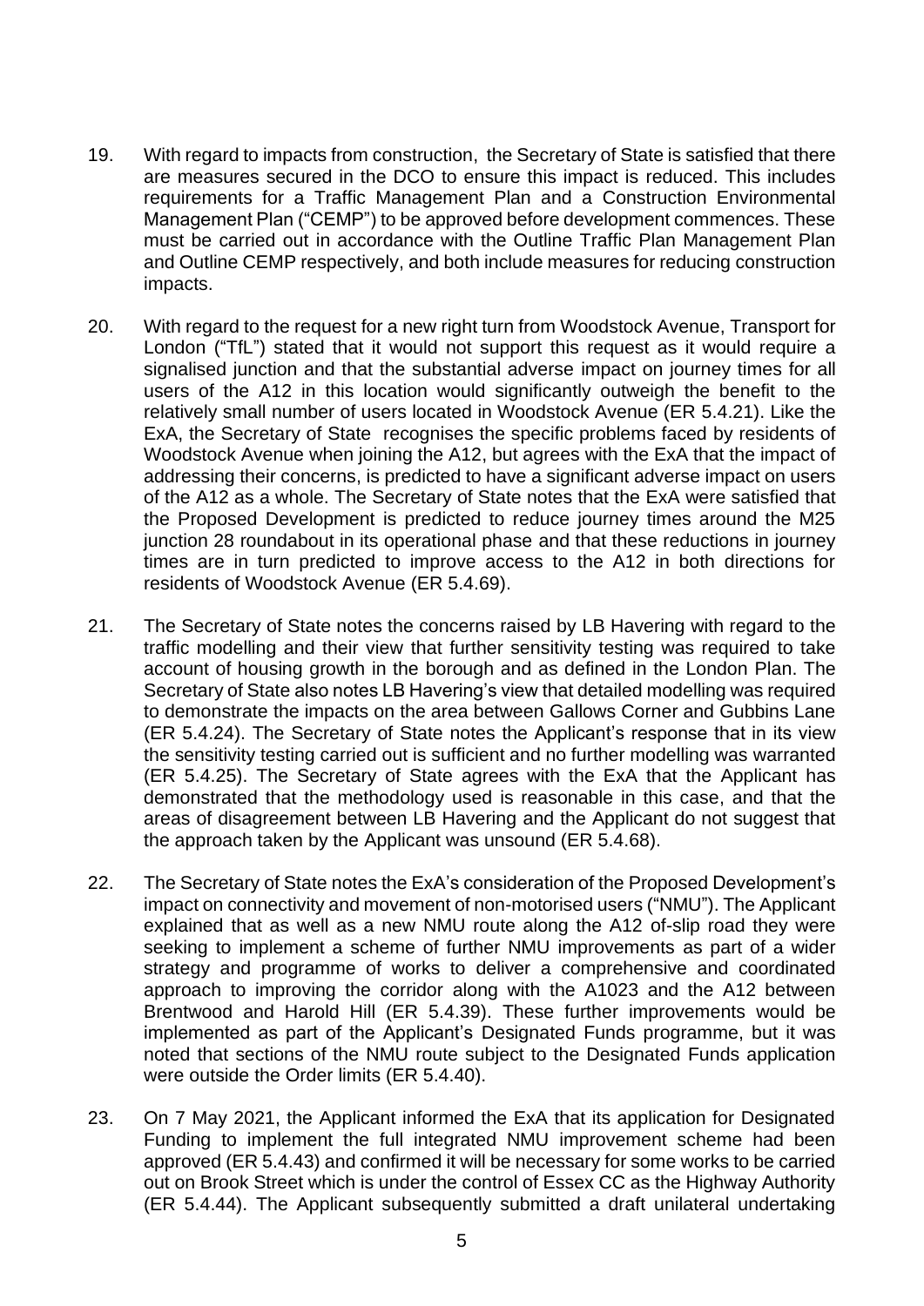19. With regard to impacts from construction, the Secretary of State is satisfied that there are measures secured in the DCO to ensure this impact is reduced. This includes requirements for a Traffic Management Plan and a Construction Environmental Management Plan ("CEMP") to be approved before development commences. These must be carried out in accordance with the Outline Traffic Plan Management Plan and Outline CEMP respectively, and both include measures for reducing construction impacts.

20. With regard to the request for a new right turn from Woodstock Avenue, Transport for London ("TfL") stated that it would not support this request as it would require a signalised junction and that the substantial adverse impact on journey times for all users of the A12 in this location would significantly outweigh the benefit to the relatively small number of users located in Woodstock Avenue (ER 5.4.21). Like the ExA, the Secretary of State recognises the specific problems faced by residents of Woodstock Avenue when joining the A12, but agrees with the ExA that the impact of addressing their concerns, is predicted to have a significant adverse impact on users of the A12 as a whole. The Secretary of State notes that the ExA were satisfied that the Proposed Development is predicted to reduce journey times around the M25 junction 28 roundabout in its operational phase and that these reductions in journey times are in turn predicted to improve access to the A12 in both directions for residents of Woodstock Avenue (ER 5.4.69).

21. The Secretary of State notes the concerns raised by LB Havering with regard to the traffic modelling and their view that further sensitivity testing was required to take account of housing growth in the borough and as defined in the London Plan. The Secretary of State also notes LB Havering's view that detailed modelling was required to demonstrate the impacts on the area between Gallows Corner and Gubbins Lane (ER 5.4.24). The Secretary of State notes the Applicant's response that in its view the sensitivity testing carried out is sufficient and no further modelling was warranted (ER 5.4.25). The Secretary of State agrees with the ExA that the Applicant has demonstrated that the methodology used is reasonable in this case, and that the areas of disagreement between LB Havering and the Applicant do not suggest that the approach taken by the Applicant was unsound (ER 5.4.68).

22. The Secretary of State notes the ExA's consideration of the Proposed Development's impact on connectivity and movement of non-motorised users ("NMU"). The Applicant explained that as well as a new NMU route along the A12 of-slip road they were seeking to implement a scheme of further NMU improvements as part of a wider strategy and programme of works to deliver a comprehensive and coordinated approach to improving the corridor along with the A1023 and the A12 between Brentwood and Harold Hill (ER 5.4.39). These further improvements would be implemented as part of the Applicant's Designated Funds programme, but it was noted that sections of the NMU route subject to the Designated Funds application were outside the Order limits (ER 5.4.40).

23. On 7 May 2021, the Applicant informed the ExA that its application for Designated Funding to implement the full integrated NMU improvement scheme had been approved (ER 5.4.43) and confirmed it will be necessary for some works to be carried out on Brook Street which is under the control of Essex CC as the Highway Authority (ER 5.4.44). The Applicant subsequently submitted a draft unilateral undertaking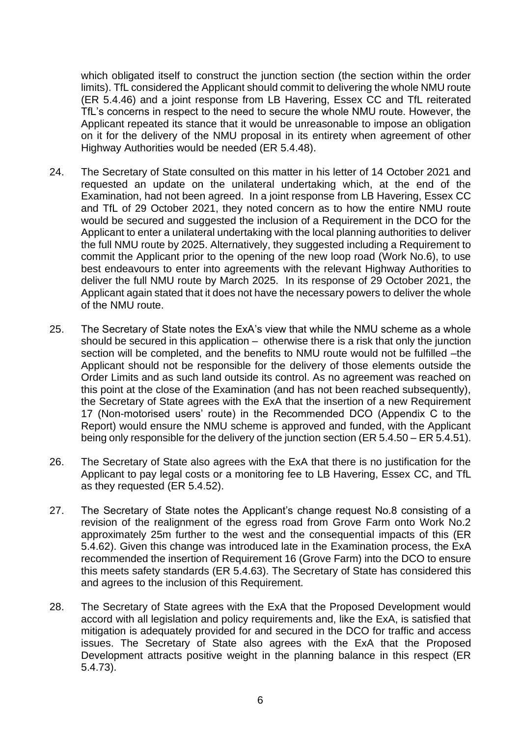which obligated itself to construct the junction section (the section within the order limits). TfL considered the Applicant should commit to delivering the whole NMU route (ER 5.4.46) and a joint response from LB Havering, Essex CC and TfL reiterated TfL's concerns in respect to the need to secure the whole NMU route. However, the Applicant repeated its stance that it would be unreasonable to impose an obligation on it for the delivery of the NMU proposal in its entirety when agreement of other Highway Authorities would be needed (ER 5.4.48).

24. The Secretary of State consulted on this matter in his letter of 14 October 2021 and requested an update on the unilateral undertaking which, at the end of the Examination, had not been agreed. In a joint response from LB Havering, Essex CC and TfL of 29 October 2021, they noted concern as to how the entire NMU route would be secured and suggested the inclusion of a Requirement in the DCO for the Applicant to enter a unilateral undertaking with the local planning authorities to deliver the full NMU route by 2025. Alternatively, they suggested including a Requirement to commit the Applicant prior to the opening of the new loop road (Work No.6), to use best endeavours to enter into agreements with the relevant Highway Authorities to deliver the full NMU route by March 2025. In its response of 29 October 2021, the Applicant again stated that it does not have the necessary powers to deliver the whole of the NMU route.

25. The Secretary of State notes the ExA's view that while the NMU scheme as a whole should be secured in this application – otherwise there is a risk that only the junction section will be completed, and the benefits to NMU route would not be fulfilled –the Applicant should not be responsible for the delivery of those elements outside the Order Limits and as such land outside its control. As no agreement was reached on this point at the close of the Examination (and has not been reached subsequently), the Secretary of State agrees with the ExA that the insertion of a new Requirement 17 (Non-motorised users' route) in the Recommended DCO (Appendix C to the Report) would ensure the NMU scheme is approved and funded, with the Applicant being only responsible for the delivery of the junction section (ER 5.4.50 – ER 5.4.51).

26. The Secretary of State also agrees with the ExA that there is no justification for the Applicant to pay legal costs or a monitoring fee to LB Havering, Essex CC, and TfL as they requested (ER 5.4.52).

27. The Secretary of State notes the Applicant's change request No.8 consisting of a revision of the realignment of the egress road from Grove Farm onto Work No.2 approximately 25m further to the west and the consequential impacts of this (ER 5.4.62). Given this change was introduced late in the Examination process, the ExA recommended the insertion of Requirement 16 (Grove Farm) into the DCO to ensure this meets safety standards (ER 5.4.63). The Secretary of State has considered this and agrees to the inclusion of this Requirement.

28. The Secretary of State agrees with the ExA that the Proposed Development would accord with all legislation and policy requirements and, like the ExA, is satisfied that mitigation is adequately provided for and secured in the DCO for traffic and access issues. The Secretary of State also agrees with the ExA that the Proposed Development attracts positive weight in the planning balance in this respect (ER 5.4.73).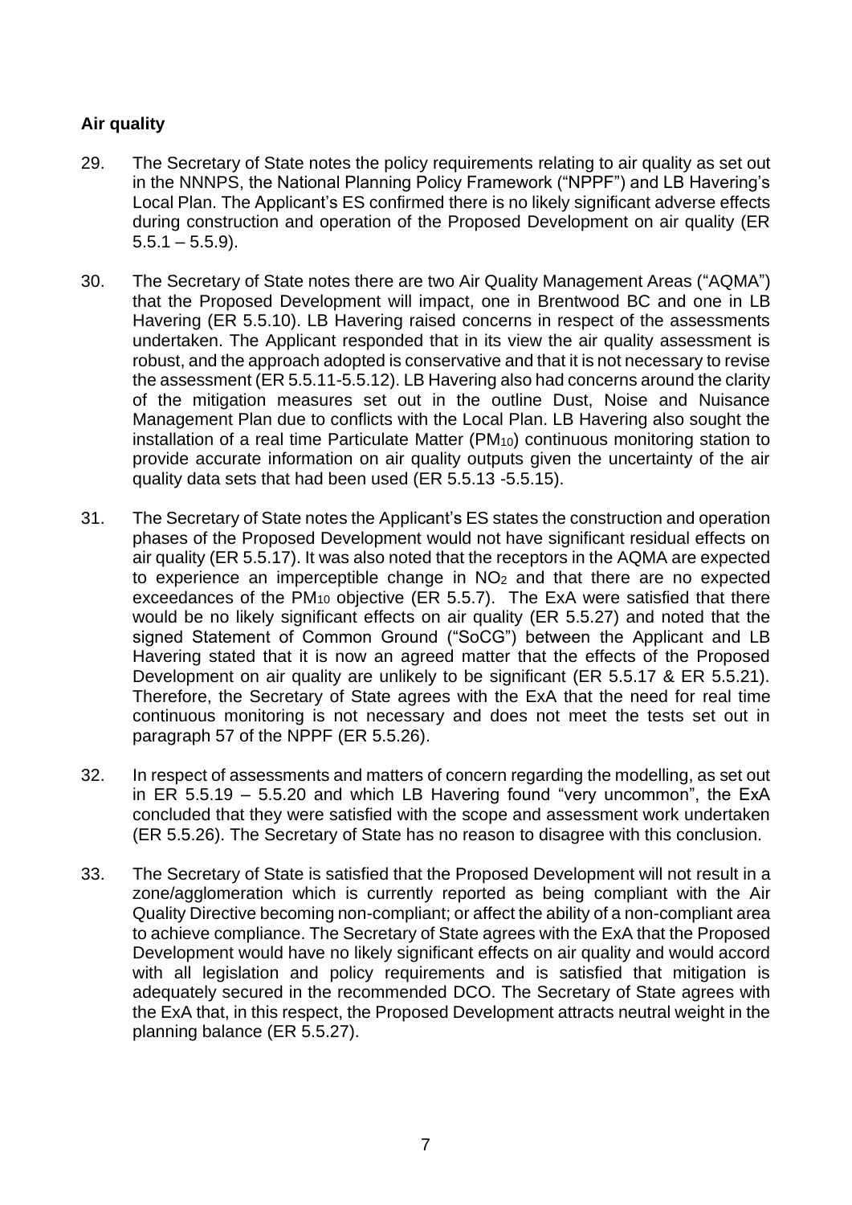## Air quality

29. The Secretary of State notes the policy requirements relating to air quality as set out in the NNNPS, the National Planning Policy Framework ("NPPF") and LB Havering's Local Plan. The Applicant's ES confirmed there is no likely significant adverse effects during construction and operation of the Proposed Development on air quality (ER 5.5.1 – 5.5.9).

30. The Secretary of State notes there are two Air Quality Management Areas ("AQMA") that the Proposed Development will impact, one in Brentwood BC and one in LB Havering (ER 5.5.10). LB Havering raised concerns in respect of the assessments undertaken. The Applicant responded that in its view the air quality assessment is robust, and the approach adopted is conservative and that it is not necessary to revise the assessment (ER 5.5.11-5.5.12). LB Havering also had concerns around the clarity of the mitigation measures set out in the outline Dust, Noise and Nuisance Management Plan due to conflicts with the Local Plan. LB Havering also sought the installation of a real time Particulate Matter ($PM_{10}$) continuous monitoring station to provide accurate information on air quality outputs given the uncertainty of the air quality data sets that had been used (ER 5.5.13 -5.5.15).

31. The Secretary of State notes the Applicant's ES states the construction and operation phases of the Proposed Development would not have significant residual effects on air quality (ER 5.5.17). It was also noted that the receptors in the AQMA are expected to experience an imperceptible change in $NO_2$ and that there are no expected exceedances of the $PM_{10}$ objective (ER 5.5.7). The ExA were satisfied that there would be no likely significant effects on air quality (ER 5.5.27) and noted that the signed Statement of Common Ground ("SoCG") between the Applicant and LB Havering stated that it is now an agreed matter that the effects of the Proposed Development on air quality are unlikely to be significant (ER 5.5.17 & ER 5.5.21). Therefore, the Secretary of State agrees with the ExA that the need for real time continuous monitoring is not necessary and does not meet the tests set out in paragraph 57 of the NPPF (ER 5.5.26).

32. In respect of assessments and matters of concern regarding the modelling, as set out in ER 5.5.19 – 5.5.20 and which LB Havering found "very uncommon", the ExA concluded that they were satisfied with the scope and assessment work undertaken (ER 5.5.26). The Secretary of State has no reason to disagree with this conclusion.

33. The Secretary of State is satisfied that the Proposed Development will not result in a zone/agglomeration which is currently reported as being compliant with the Air Quality Directive becoming non-compliant; or affect the ability of a non-compliant area to achieve compliance. The Secretary of State agrees with the ExA that the Proposed Development would have no likely significant effects on air quality and would accord with all legislation and policy requirements and is satisfied that mitigation is adequately secured in the recommended DCO. The Secretary of State agrees with the ExA that, in this respect, the Proposed Development attracts neutral weight in the planning balance (ER 5.5.27).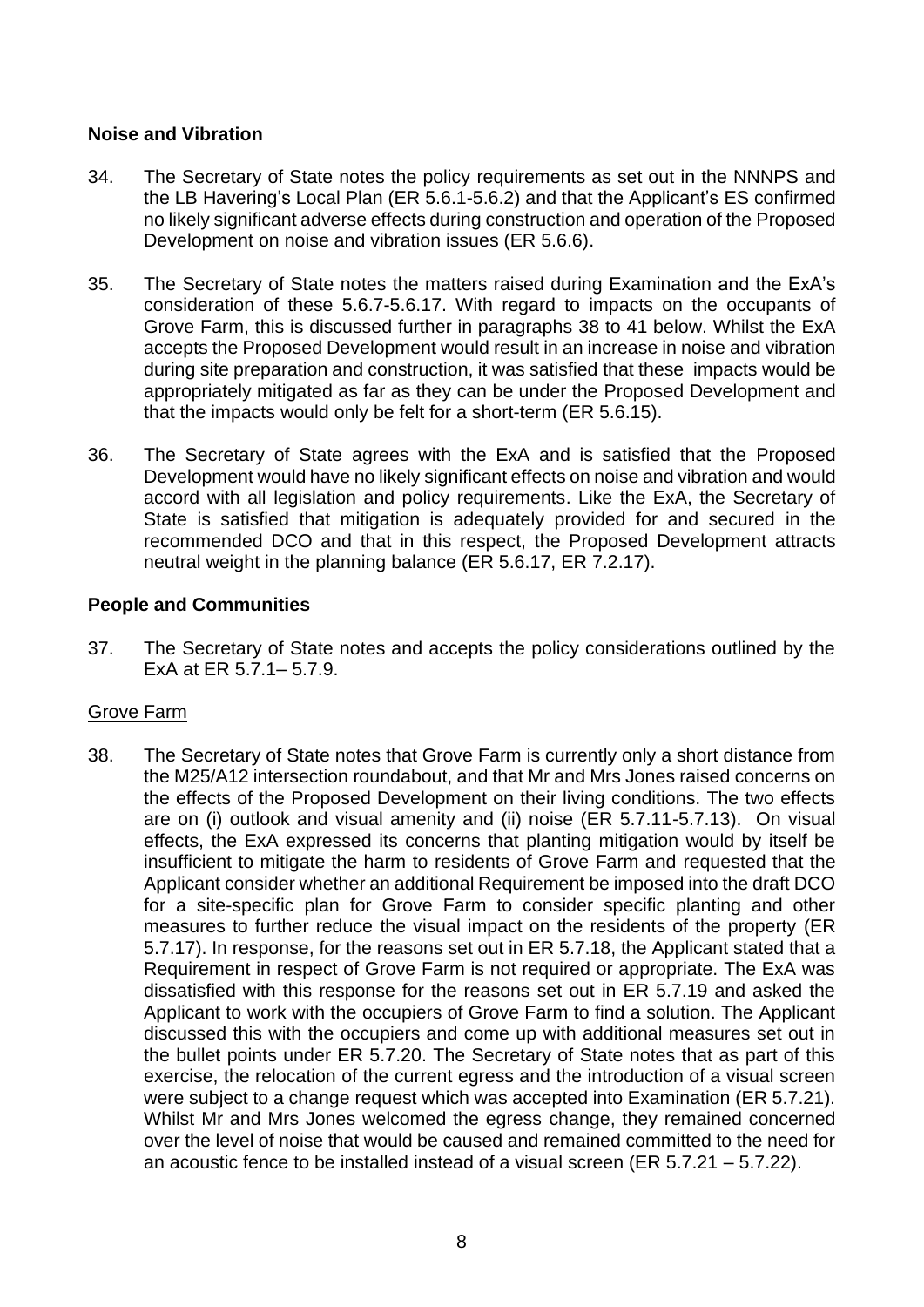## Noise and Vibration

34. The Secretary of State notes the policy requirements as set out in the NNNPS and the LB Havering's Local Plan (ER 5.6.1-5.6.2) and that the Applicant's ES confirmed no likely significant adverse effects during construction and operation of the Proposed Development on noise and vibration issues (ER 5.6.6).

35. The Secretary of State notes the matters raised during Examination and the ExA's consideration of these 5.6.7-5.6.17. With regard to impacts on the occupants of Grove Farm, this is discussed further in paragraphs 38 to 41 below. Whilst the ExA accepts the Proposed Development would result in an increase in noise and vibration during site preparation and construction, it was satisfied that these impacts would be appropriately mitigated as far as they can be under the Proposed Development and that the impacts would only be felt for a short-term (ER 5.6.15).

36. The Secretary of State agrees with the ExA and is satisfied that the Proposed Development would have no likely significant effects on noise and vibration and would accord with all legislation and policy requirements. Like the ExA, the Secretary of State is satisfied that mitigation is adequately provided for and secured in the recommended DCO and that in this respect, the Proposed Development attracts neutral weight in the planning balance (ER 5.6.17, ER 7.2.17).

## People and Communities

37. The Secretary of State notes and accepts the policy considerations outlined by the ExA at ER 5.7.1– 5.7.9.

### Grove Farm

38. The Secretary of State notes that Grove Farm is currently only a short distance from the M25/A12 intersection roundabout, and that Mr and Mrs Jones raised concerns on the effects of the Proposed Development on their living conditions. The two effects are on (i) outlook and visual amenity and (ii) noise (ER 5.7.11-5.7.13). On visual effects, the ExA expressed its concerns that planting mitigation would by itself be insufficient to mitigate the harm to residents of Grove Farm and requested that the Applicant consider whether an additional Requirement be imposed into the draft DCO for a site-specific plan for Grove Farm to consider specific planting and other measures to further reduce the visual impact on the residents of the property (ER 5.7.17). In response, for the reasons set out in ER 5.7.18, the Applicant stated that a Requirement in respect of Grove Farm is not required or appropriate. The ExA was dissatisfied with this response for the reasons set out in ER 5.7.19 and asked the Applicant to work with the occupiers of Grove Farm to find a solution. The Applicant discussed this with the occupiers and come up with additional measures set out in the bullet points under ER 5.7.20. The Secretary of State notes that as part of this exercise, the relocation of the current egress and the introduction of a visual screen were subject to a change request which was accepted into Examination (ER 5.7.21). Whilst Mr and Mrs Jones welcomed the egress change, they remained concerned over the level of noise that would be caused and remained committed to the need for an acoustic fence to be installed instead of a visual screen (ER 5.7.21 – 5.7.22).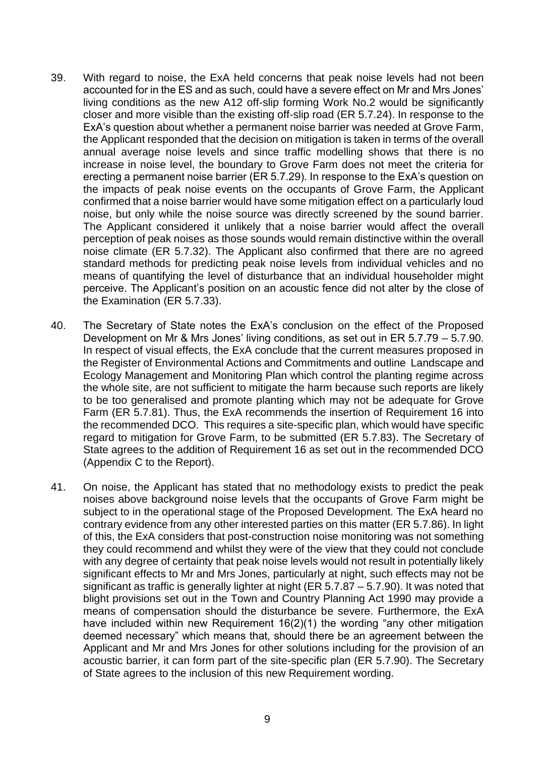39. With regard to noise, the ExA held concerns that peak noise levels had not been accounted for in the ES and as such, could have a severe effect on Mr and Mrs Jones' living conditions as the new A12 off-slip forming Work No.2 would be significantly closer and more visible than the existing off-slip road (ER 5.7.24). In response to the ExA's question about whether a permanent noise barrier was needed at Grove Farm, the Applicant responded that the decision on mitigation is taken in terms of the overall annual average noise levels and since traffic modelling shows that there is no increase in noise level, the boundary to Grove Farm does not meet the criteria for erecting a permanent noise barrier (ER 5.7.29). In response to the ExA's question on the impacts of peak noise events on the occupants of Grove Farm, the Applicant confirmed that a noise barrier would have some mitigation effect on a particularly loud noise, but only while the noise source was directly screened by the sound barrier. The Applicant considered it unlikely that a noise barrier would affect the overall perception of peak noises as those sounds would remain distinctive within the overall noise climate (ER 5.7.32). The Applicant also confirmed that there are no agreed standard methods for predicting peak noise levels from individual vehicles and no means of quantifying the level of disturbance that an individual householder might perceive. The Applicant's position on an acoustic fence did not alter by the close of the Examination (ER 5.7.33).

40. The Secretary of State notes the ExA's conclusion on the effect of the Proposed Development on Mr & Mrs Jones' living conditions, as set out in ER 5.7.79 – 5.7.90. In respect of visual effects, the ExA conclude that the current measures proposed in the Register of Environmental Actions and Commitments and outline Landscape and Ecology Management and Monitoring Plan which control the planting regime across the whole site, are not sufficient to mitigate the harm because such reports are likely to be too generalised and promote planting which may not be adequate for Grove Farm (ER 5.7.81). Thus, the ExA recommends the insertion of Requirement 16 into the recommended DCO. This requires a site-specific plan, which would have specific regard to mitigation for Grove Farm, to be submitted (ER 5.7.83). The Secretary of State agrees to the addition of Requirement 16 as set out in the recommended DCO (Appendix C to the Report).

41. On noise, the Applicant has stated that no methodology exists to predict the peak noises above background noise levels that the occupants of Grove Farm might be subject to in the operational stage of the Proposed Development. The ExA heard no contrary evidence from any other interested parties on this matter (ER 5.7.86). In light of this, the ExA considers that post-construction noise monitoring was not something they could recommend and whilst they were of the view that they could not conclude with any degree of certainty that peak noise levels would not result in potentially likely significant effects to Mr and Mrs Jones, particularly at night, such effects may not be significant as traffic is generally lighter at night (ER 5.7.87 – 5.7.90). It was noted that blight provisions set out in the Town and Country Planning Act 1990 may provide a means of compensation should the disturbance be severe. Furthermore, the ExA have included within new Requirement 16(2)(1) the wording "any other mitigation deemed necessary" which means that, should there be an agreement between the Applicant and Mr and Mrs Jones for other solutions including for the provision of an acoustic barrier, it can form part of the site-specific plan (ER 5.7.90). The Secretary of State agrees to the inclusion of this new Requirement wording.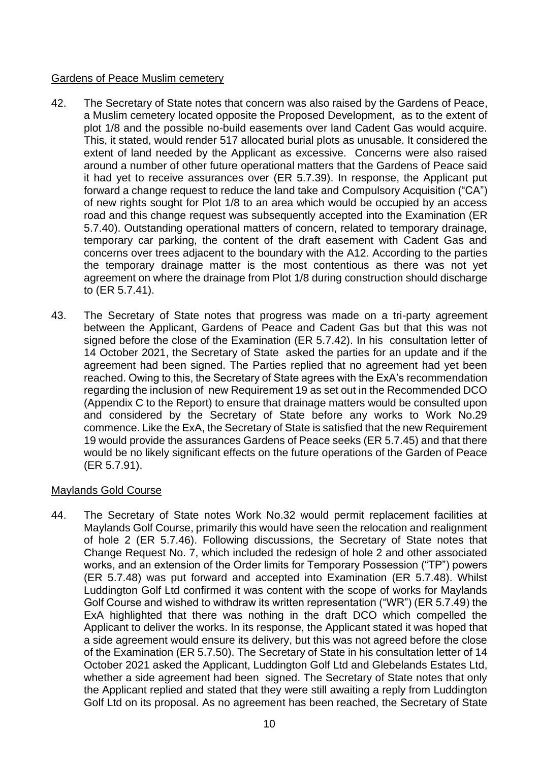Gardens of Peace Muslim cemetery

42. The Secretary of State notes that concern was also raised by the Gardens of Peace, a Muslim cemetery located opposite the Proposed Development, as to the extent of plot 1/8 and the possible no-build easements over land Cadent Gas would acquire. This, it stated, would render 517 allocated burial plots as unusable. It considered the extent of land needed by the Applicant as excessive. Concerns were also raised around a number of other future operational matters that the Gardens of Peace said it had yet to receive assurances over (ER 5.7.39). In response, the Applicant put forward a change request to reduce the land take and Compulsory Acquisition ("CA") of new rights sought for Plot 1/8 to an area which would be occupied by an access road and this change request was subsequently accepted into the Examination (ER 5.7.40). Outstanding operational matters of concern, related to temporary drainage, temporary car parking, the content of the draft easement with Cadent Gas and concerns over trees adjacent to the boundary with the A12. According to the parties the temporary drainage matter is the most contentious as there was not yet agreement on where the drainage from Plot 1/8 during construction should discharge to (ER 5.7.41).

43. The Secretary of State notes that progress was made on a tri-party agreement between the Applicant, Gardens of Peace and Cadent Gas but that this was not signed before the close of the Examination (ER 5.7.42). In his consultation letter of 14 October 2021, the Secretary of State asked the parties for an update and if the agreement had been signed. The Parties replied that no agreement had yet been reached. Owing to this, the Secretary of State agrees with the ExA's recommendation regarding the inclusion of new Requirement 19 as set out in the Recommended DCO (Appendix C to the Report) to ensure that drainage matters would be consulted upon and considered by the Secretary of State before any works to Work No.29 commence. Like the ExA, the Secretary of State is satisfied that the new Requirement 19 would provide the assurances Gardens of Peace seeks (ER 5.7.45) and that there would be no likely significant effects on the future operations of the Garden of Peace (ER 5.7.91).

Maylands Gold Course

44. The Secretary of State notes Work No.32 would permit replacement facilities at Maylands Golf Course, primarily this would have seen the relocation and realignment of hole 2 (ER 5.7.46). Following discussions, the Secretary of State notes that Change Request No. 7, which included the redesign of hole 2 and other associated works, and an extension of the Order limits for Temporary Possession ("TP") powers (ER 5.7.48) was put forward and accepted into Examination (ER 5.7.48). Whilst Luddington Golf Ltd confirmed it was content with the scope of works for Maylands Golf Course and wished to withdraw its written representation ("WR") (ER 5.7.49) the ExA highlighted that there was nothing in the draft DCO which compelled the Applicant to deliver the works. In its response, the Applicant stated it was hoped that a side agreement would ensure its delivery, but this was not agreed before the close of the Examination (ER 5.7.50). The Secretary of State in his consultation letter of 14 October 2021 asked the Applicant, Luddington Golf Ltd and Glebelands Estates Ltd, whether a side agreement had been signed. The Secretary of State notes that only the Applicant replied and stated that they were still awaiting a reply from Luddington Golf Ltd on its proposal. As no agreement has been reached, the Secretary of State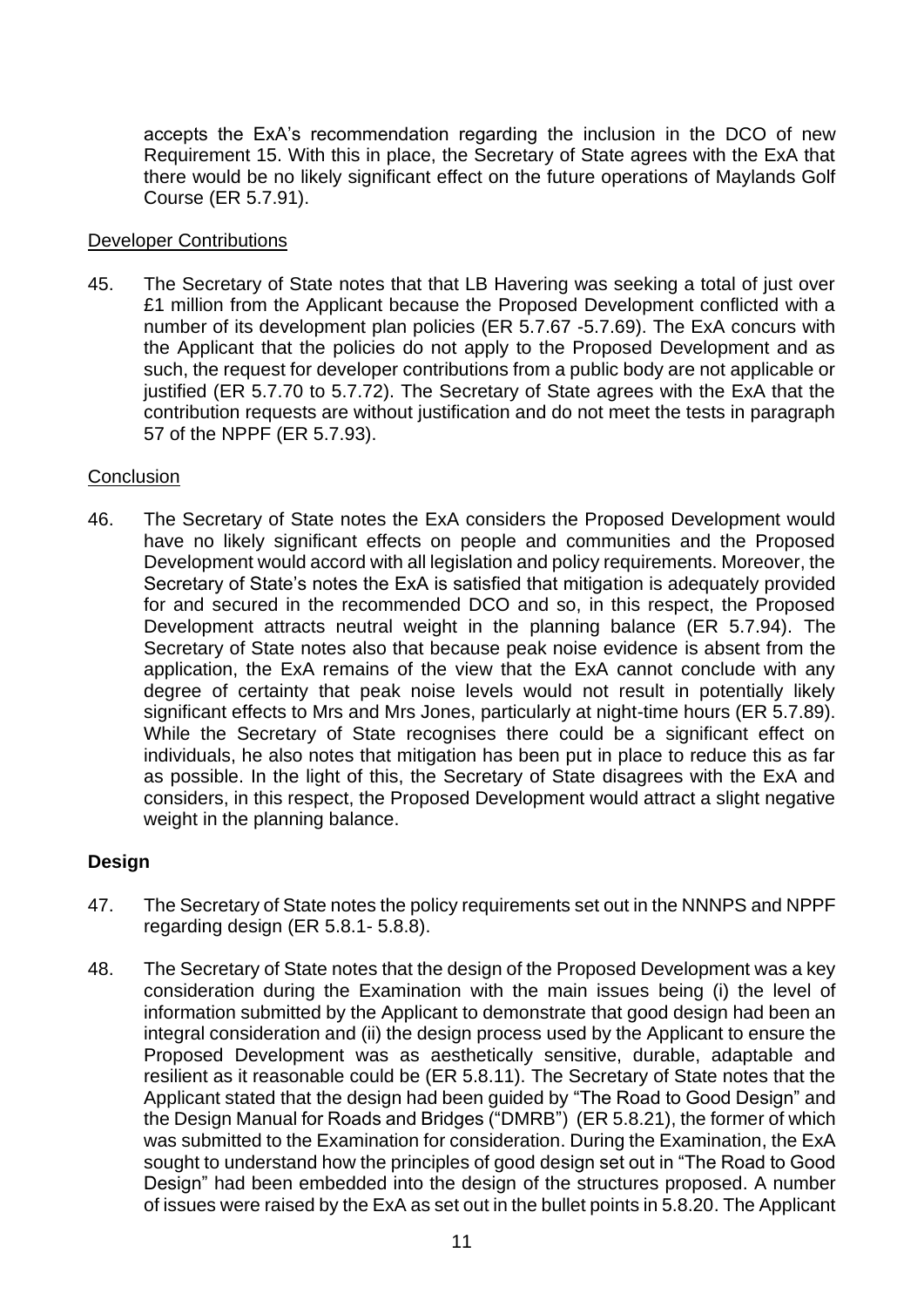accepts the ExA's recommendation regarding the inclusion in the DCO of new Requirement 15. With this in place, the Secretary of State agrees with the ExA that there would be no likely significant effect on the future operations of Maylands Golf Course (ER 5.7.91).

Developer Contributions

45. The Secretary of State notes that that LB Havering was seeking a total of just over £1 million from the Applicant because the Proposed Development conflicted with a number of its development plan policies (ER 5.7.67 -5.7.69). The ExA concurs with the Applicant that the policies do not apply to the Proposed Development and as such, the request for developer contributions from a public body are not applicable or justified (ER 5.7.70 to 5.7.72). The Secretary of State agrees with the ExA that the contribution requests are without justification and do not meet the tests in paragraph 57 of the NPPF (ER 5.7.93).

Conclusion

46. The Secretary of State notes the ExA considers the Proposed Development would have no likely significant effects on people and communities and the Proposed Development would accord with all legislation and policy requirements. Moreover, the Secretary of State's notes the ExA is satisfied that mitigation is adequately provided for and secured in the recommended DCO and so, in this respect, the Proposed Development attracts neutral weight in the planning balance (ER 5.7.94). The Secretary of State notes also that because peak noise evidence is absent from the application, the ExA remains of the view that the ExA cannot conclude with any degree of certainty that peak noise levels would not result in potentially likely significant effects to Mrs and Mrs Jones, particularly at night-time hours (ER 5.7.89). While the Secretary of State recognises there could be a significant effect on individuals, he also notes that mitigation has been put in place to reduce this as far as possible. In the light of this, the Secretary of State disagrees with the ExA and considers, in this respect, the Proposed Development would attract a slight negative weight in the planning balance.

## Design

47. The Secretary of State notes the policy requirements set out in the NNNPS and NPPF regarding design (ER 5.8.1- 5.8.8).

48. The Secretary of State notes that the design of the Proposed Development was a key consideration during the Examination with the main issues being (i) the level of information submitted by the Applicant to demonstrate that good design had been an integral consideration and (ii) the design process used by the Applicant to ensure the Proposed Development was as aesthetically sensitive, durable, adaptable and resilient as it reasonable could be (ER 5.8.11). The Secretary of State notes that the Applicant stated that the design had been guided by "The Road to Good Design" and the Design Manual for Roads and Bridges ("DMRB") (ER 5.8.21), the former of which was submitted to the Examination for consideration. During the Examination, the ExA sought to understand how the principles of good design set out in "The Road to Good Design" had been embedded into the design of the structures proposed. A number of issues were raised by the ExA as set out in the bullet points in 5.8.20. The Applicant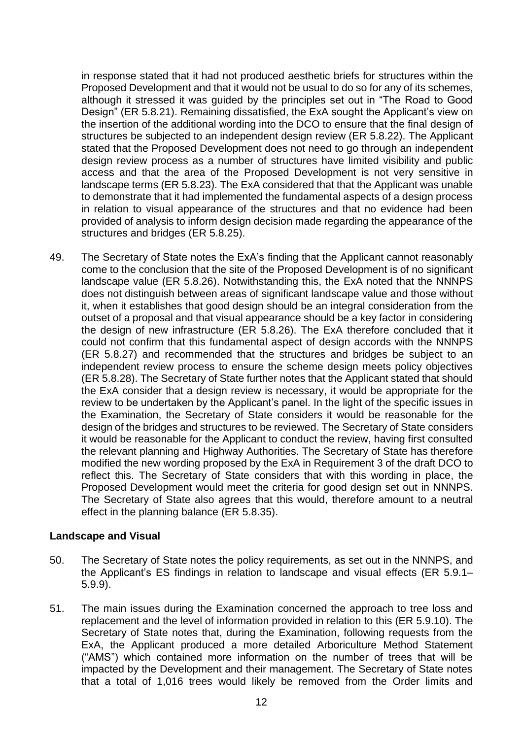in response stated that it had not produced aesthetic briefs for structures within the Proposed Development and that it would not be usual to do so for any of its schemes, although it stressed it was guided by the principles set out in "The Road to Good Design" (ER 5.8.21). Remaining dissatisfied, the ExA sought the Applicant's view on the insertion of the additional wording into the DCO to ensure that the final design of structures be subjected to an independent design review (ER 5.8.22). The Applicant stated that the Proposed Development does not need to go through an independent design review process as a number of structures have limited visibility and public access and that the area of the Proposed Development is not very sensitive in landscape terms (ER 5.8.23). The ExA considered that that the Applicant was unable to demonstrate that it had implemented the fundamental aspects of a design process in relation to visual appearance of the structures and that no evidence had been provided of analysis to inform design decision made regarding the appearance of the structures and bridges (ER 5.8.25).

49. The Secretary of State notes the ExA's finding that the Applicant cannot reasonably come to the conclusion that the site of the Proposed Development is of no significant landscape value (ER 5.8.26). Notwithstanding this, the ExA noted that the NNNPS does not distinguish between areas of significant landscape value and those without it, when it establishes that good design should be an integral consideration from the outset of a proposal and that visual appearance should be a key factor in considering the design of new infrastructure (ER 5.8.26). The ExA therefore concluded that it could not confirm that this fundamental aspect of design accords with the NNNPS (ER 5.8.27) and recommended that the structures and bridges be subject to an independent review process to ensure the scheme design meets policy objectives (ER 5.8.28). The Secretary of State further notes that the Applicant stated that should the ExA consider that a design review is necessary, it would be appropriate for the review to be undertaken by the Applicant's panel. In the light of the specific issues in the Examination, the Secretary of State considers it would be reasonable for the design of the bridges and structures to be reviewed. The Secretary of State considers it would be reasonable for the Applicant to conduct the review, having first consulted the relevant planning and Highway Authorities. The Secretary of State has therefore modified the new wording proposed by the ExA in Requirement 3 of the draft DCO to reflect this. The Secretary of State considers that with this wording in place, the Proposed Development would meet the criteria for good design set out in NNNPS. The Secretary of State also agrees that this would, therefore amount to a neutral effect in the planning balance (ER 5.8.35).

**Landscape and Visual**

50. The Secretary of State notes the policy requirements, as set out in the NNNPS, and the Applicant's ES findings in relation to landscape and visual effects (ER 5.9.1–5.9.9).

51. The main issues during the Examination concerned the approach to tree loss and replacement and the level of information provided in relation to this (ER 5.9.10). The Secretary of State notes that, during the Examination, following requests from the ExA, the Applicant produced a more detailed Arboriculture Method Statement ("AMS") which contained more information on the number of trees that will be impacted by the Development and their management. The Secretary of State notes that a total of 1,016 trees would likely be removed from the Order limits and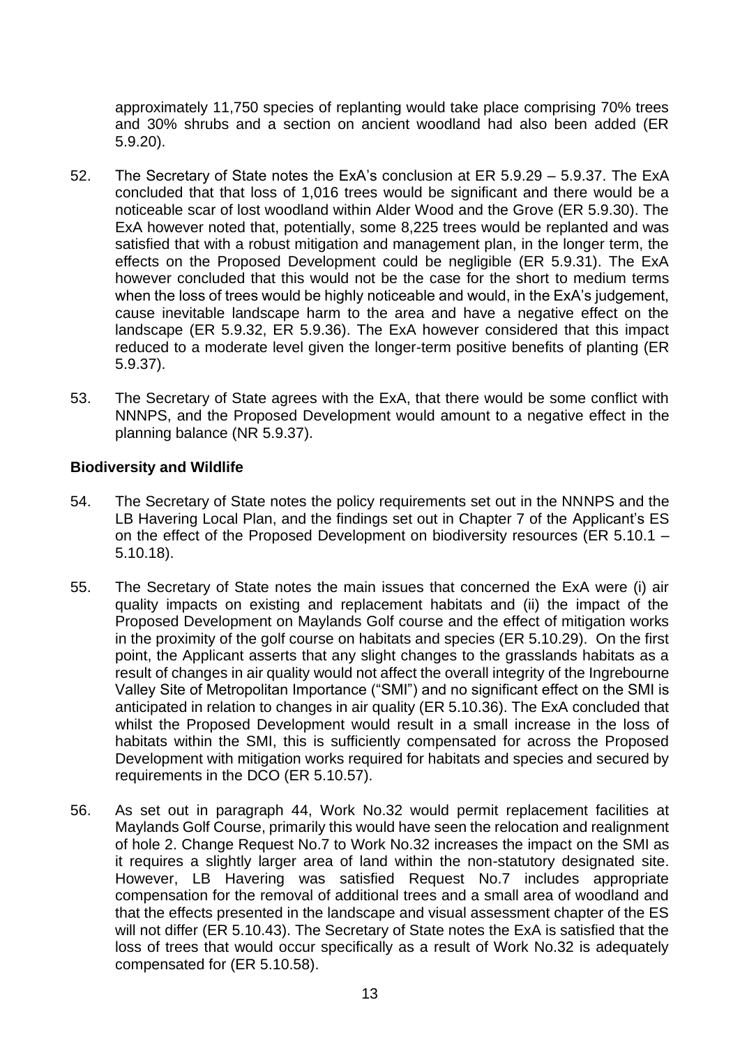approximately 11,750 species of replanting would take place comprising 70% trees and 30% shrubs and a section on ancient woodland had also been added (ER 5.9.20).

52. The Secretary of State notes the ExA's conclusion at ER 5.9.29 – 5.9.37. The ExA concluded that that loss of 1,016 trees would be significant and there would be a noticeable scar of lost woodland within Alder Wood and the Grove (ER 5.9.30). The ExA however noted that, potentially, some 8,225 trees would be replanted and was satisfied that with a robust mitigation and management plan, in the longer term, the effects on the Proposed Development could be negligible (ER 5.9.31). The ExA however concluded that this would not be the case for the short to medium terms when the loss of trees would be highly noticeable and would, in the ExA's judgement, cause inevitable landscape harm to the area and have a negative effect on the landscape (ER 5.9.32, ER 5.9.36). The ExA however considered that this impact reduced to a moderate level given the longer-term positive benefits of planting (ER 5.9.37).

53. The Secretary of State agrees with the ExA, that there would be some conflict with NNNPS, and the Proposed Development would amount to a negative effect in the planning balance (NR 5.9.37).

**Biodiversity and Wildlife**

54. The Secretary of State notes the policy requirements set out in the NNNPS and the LB Havering Local Plan, and the findings set out in Chapter 7 of the Applicant's ES on the effect of the Proposed Development on biodiversity resources (ER 5.10.1 – 5.10.18).

55. The Secretary of State notes the main issues that concerned the ExA were (i) air quality impacts on existing and replacement habitats and (ii) the impact of the Proposed Development on Maylands Golf course and the effect of mitigation works in the proximity of the golf course on habitats and species (ER 5.10.29). On the first point, the Applicant asserts that any slight changes to the grasslands habitats as a result of changes in air quality would not affect the overall integrity of the Ingrebourne Valley Site of Metropolitan Importance ("SMI") and no significant effect on the SMI is anticipated in relation to changes in air quality (ER 5.10.36). The ExA concluded that whilst the Proposed Development would result in a small increase in the loss of habitats within the SMI, this is sufficiently compensated for across the Proposed Development with mitigation works required for habitats and species and secured by requirements in the DCO (ER 5.10.57).

56. As set out in paragraph 44, Work No.32 would permit replacement facilities at Maylands Golf Course, primarily this would have seen the relocation and realignment of hole 2. Change Request No.7 to Work No.32 increases the impact on the SMI as it requires a slightly larger area of land within the non-statutory designated site. However, LB Havering was satisfied Request No.7 includes appropriate compensation for the removal of additional trees and a small area of woodland and that the effects presented in the landscape and visual assessment chapter of the ES will not differ (ER 5.10.43). The Secretary of State notes the ExA is satisfied that the loss of trees that would occur specifically as a result of Work No.32 is adequately compensated for (ER 5.10.58).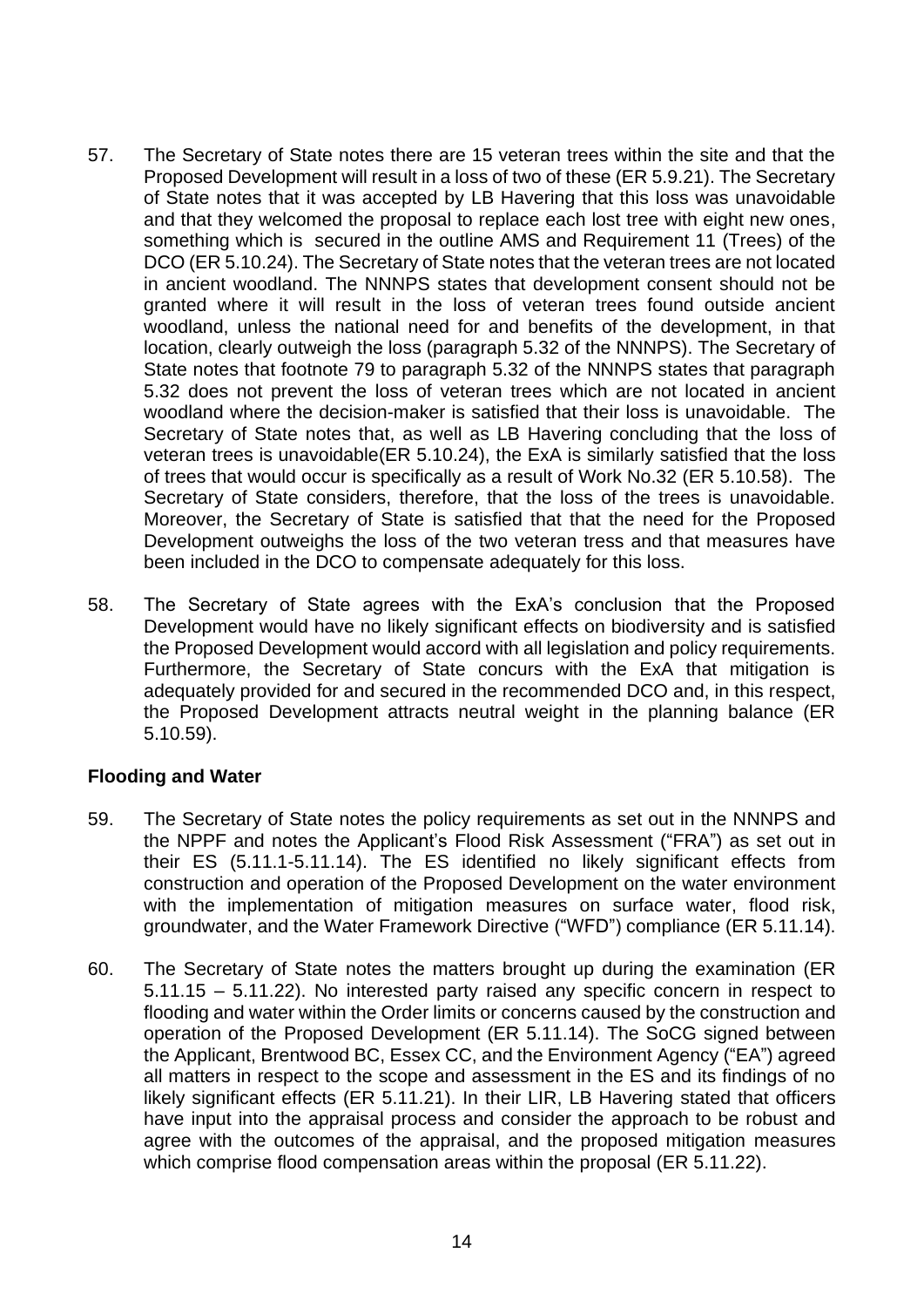57. The Secretary of State notes there are 15 veteran trees within the site and that the Proposed Development will result in a loss of two of these (ER 5.9.21). The Secretary of State notes that it was accepted by LB Havering that this loss was unavoidable and that they welcomed the proposal to replace each lost tree with eight new ones, something which is secured in the outline AMS and Requirement 11 (Trees) of the DCO (ER 5.10.24). The Secretary of State notes that the veteran trees are not located in ancient woodland. The NNNPS states that development consent should not be granted where it will result in the loss of veteran trees found outside ancient woodland, unless the national need for and benefits of the development, in that location, clearly outweigh the loss (paragraph 5.32 of the NNNPS). The Secretary of State notes that footnote 79 to paragraph 5.32 of the NNNPS states that paragraph 5.32 does not prevent the loss of veteran trees which are not located in ancient woodland where the decision-maker is satisfied that their loss is unavoidable. The Secretary of State notes that, as well as LB Havering concluding that the loss of veteran trees is unavoidable(ER 5.10.24), the ExA is similarly satisfied that the loss of trees that would occur is specifically as a result of Work No.32 (ER 5.10.58). The Secretary of State considers, therefore, that the loss of the trees is unavoidable. Moreover, the Secretary of State is satisfied that that the need for the Proposed Development outweighs the loss of the two veteran tress and that measures have been included in the DCO to compensate adequately for this loss.

58. The Secretary of State agrees with the ExA's conclusion that the Proposed Development would have no likely significant effects on biodiversity and is satisfied the Proposed Development would accord with all legislation and policy requirements. Furthermore, the Secretary of State concurs with the ExA that mitigation is adequately provided for and secured in the recommended DCO and, in this respect, the Proposed Development attracts neutral weight in the planning balance (ER 5.10.59).

**Flooding and Water**

59. The Secretary of State notes the policy requirements as set out in the NNNPS and the NPPF and notes the Applicant's Flood Risk Assessment ("FRA") as set out in their ES (5.11.1-5.11.14). The ES identified no likely significant effects from construction and operation of the Proposed Development on the water environment with the implementation of mitigation measures on surface water, flood risk, groundwater, and the Water Framework Directive ("WFD") compliance (ER 5.11.14).

60. The Secretary of State notes the matters brought up during the examination (ER 5.11.15 – 5.11.22). No interested party raised any specific concern in respect to flooding and water within the Order limits or concerns caused by the construction and operation of the Proposed Development (ER 5.11.14). The SoCG signed between the Applicant, Brentwood BC, Essex CC, and the Environment Agency ("EA") agreed all matters in respect to the scope and assessment in the ES and its findings of no likely significant effects (ER 5.11.21). In their LIR, LB Havering stated that officers have input into the appraisal process and consider the approach to be robust and agree with the outcomes of the appraisal, and the proposed mitigation measures which comprise flood compensation areas within the proposal (ER 5.11.22).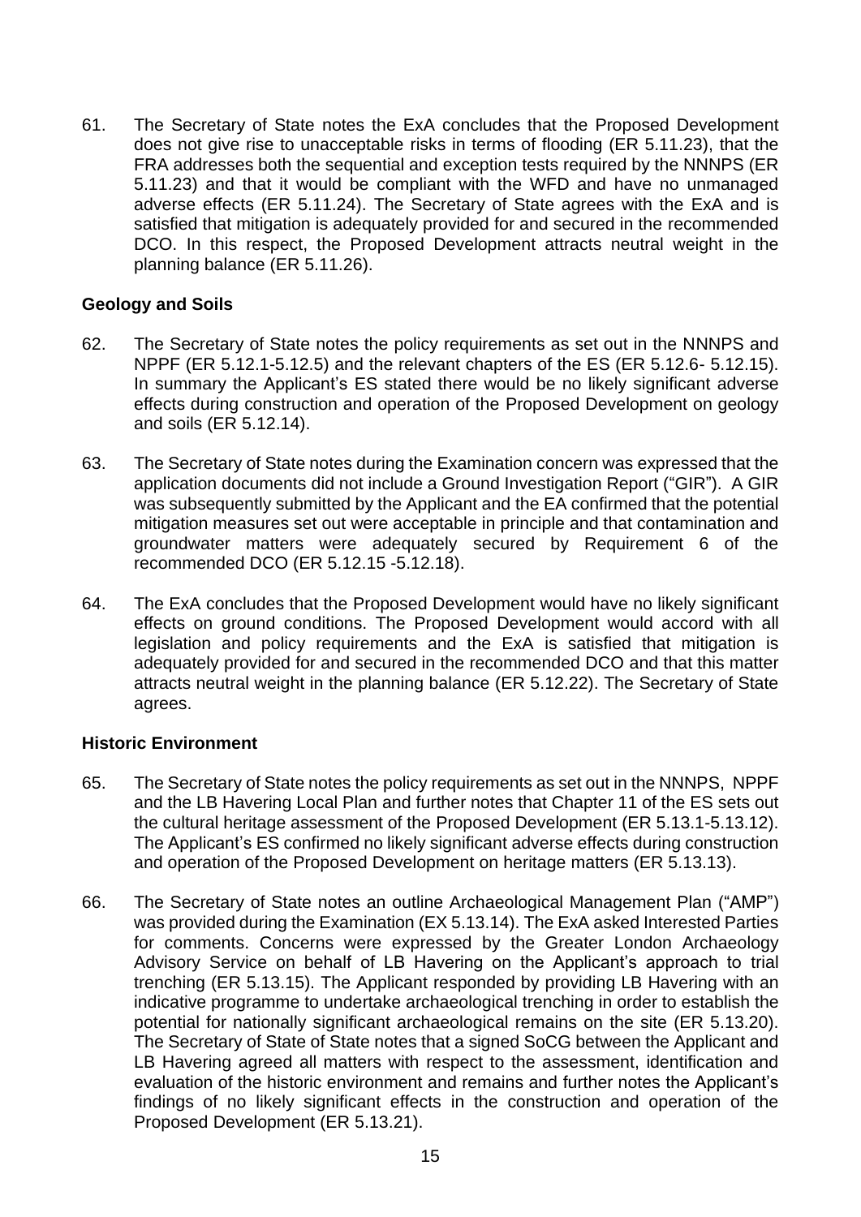61. The Secretary of State notes the ExA concludes that the Proposed Development does not give rise to unacceptable risks in terms of flooding (ER 5.11.23), that the FRA addresses both the sequential and exception tests required by the NNNPS (ER 5.11.23) and that it would be compliant with the WFD and have no unmanaged adverse effects (ER 5.11.24). The Secretary of State agrees with the ExA and is satisfied that mitigation is adequately provided for and secured in the recommended DCO. In this respect, the Proposed Development attracts neutral weight in the planning balance (ER 5.11.26).

**Geology and Soils**

62. The Secretary of State notes the policy requirements as set out in the NNNPS and NPPF (ER 5.12.1-5.12.5) and the relevant chapters of the ES (ER 5.12.6- 5.12.15). In summary the Applicant's ES stated there would be no likely significant adverse effects during construction and operation of the Proposed Development on geology and soils (ER 5.12.14).

63. The Secretary of State notes during the Examination concern was expressed that the application documents did not include a Ground Investigation Report ("GIR"). A GIR was subsequently submitted by the Applicant and the EA confirmed that the potential mitigation measures set out were acceptable in principle and that contamination and groundwater matters were adequately secured by Requirement 6 of the recommended DCO (ER 5.12.15 -5.12.18).

64. The ExA concludes that the Proposed Development would have no likely significant effects on ground conditions. The Proposed Development would accord with all legislation and policy requirements and the ExA is satisfied that mitigation is adequately provided for and secured in the recommended DCO and that this matter attracts neutral weight in the planning balance (ER 5.12.22). The Secretary of State agrees.

**Historic Environment**

65. The Secretary of State notes the policy requirements as set out in the NNNPS, NPPF and the LB Havering Local Plan and further notes that Chapter 11 of the ES sets out the cultural heritage assessment of the Proposed Development (ER 5.13.1-5.13.12). The Applicant's ES confirmed no likely significant adverse effects during construction and operation of the Proposed Development on heritage matters (ER 5.13.13).

66. The Secretary of State notes an outline Archaeological Management Plan ("AMP") was provided during the Examination (EX 5.13.14). The ExA asked Interested Parties for comments. Concerns were expressed by the Greater London Archaeology Advisory Service on behalf of LB Havering on the Applicant's approach to trial trenching (ER 5.13.15). The Applicant responded by providing LB Havering with an indicative programme to undertake archaeological trenching in order to establish the potential for nationally significant archaeological remains on the site (ER 5.13.20). The Secretary of State of State notes that a signed SoCG between the Applicant and LB Havering agreed all matters with respect to the assessment, identification and evaluation of the historic environment and remains and further notes the Applicant's findings of no likely significant effects in the construction and operation of the Proposed Development (ER 5.13.21).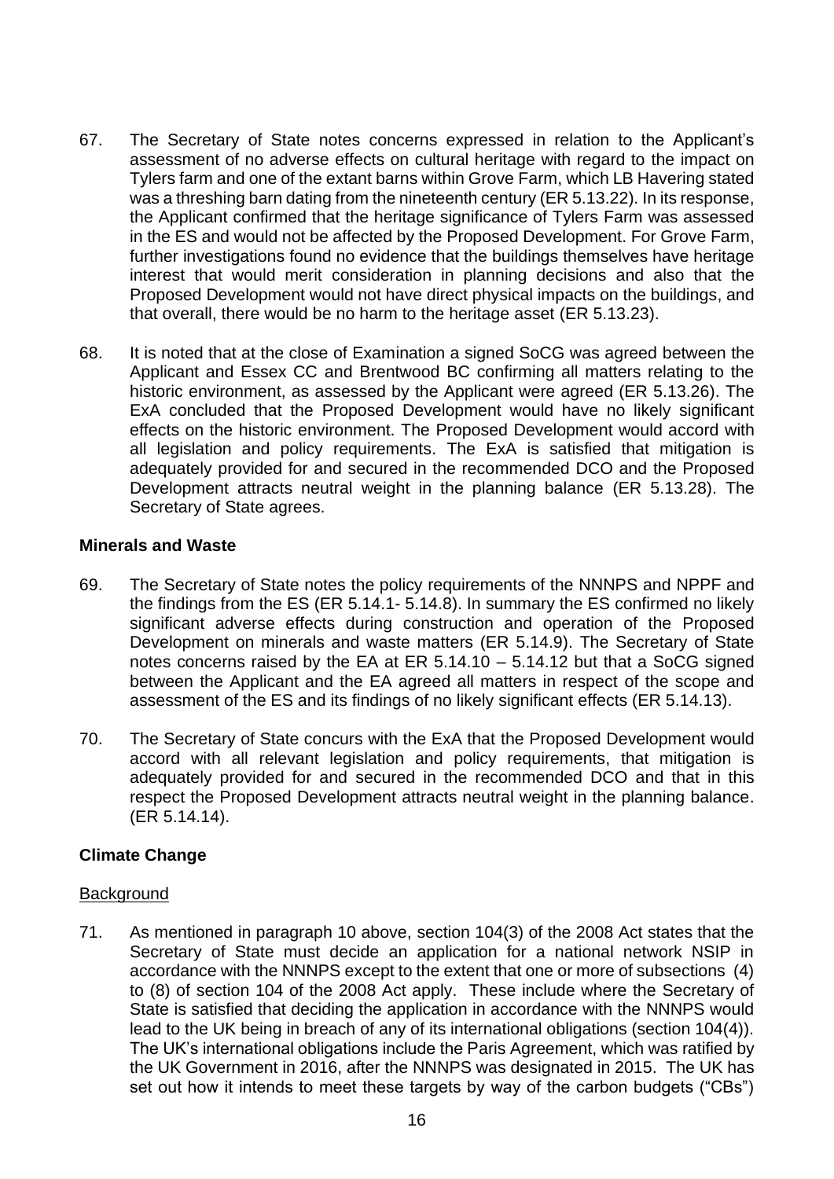67. The Secretary of State notes concerns expressed in relation to the Applicant's assessment of no adverse effects on cultural heritage with regard to the impact on Tylers farm and one of the extant barns within Grove Farm, which LB Havering stated was a threshing barn dating from the nineteenth century (ER 5.13.22). In its response, the Applicant confirmed that the heritage significance of Tylers Farm was assessed in the ES and would not be affected by the Proposed Development. For Grove Farm, further investigations found no evidence that the buildings themselves have heritage interest that would merit consideration in planning decisions and also that the Proposed Development would not have direct physical impacts on the buildings, and that overall, there would be no harm to the heritage asset (ER 5.13.23).

68. It is noted that at the close of Examination a signed SoCG was agreed between the Applicant and Essex CC and Brentwood BC confirming all matters relating to the historic environment, as assessed by the Applicant were agreed (ER 5.13.26). The ExA concluded that the Proposed Development would have no likely significant effects on the historic environment. The Proposed Development would accord with all legislation and policy requirements. The ExA is satisfied that mitigation is adequately provided for and secured in the recommended DCO and the Proposed Development attracts neutral weight in the planning balance (ER 5.13.28). The Secretary of State agrees.

**Minerals and Waste**

69. The Secretary of State notes the policy requirements of the NNNPS and NPPF and the findings from the ES (ER 5.14.1- 5.14.8). In summary the ES confirmed no likely significant adverse effects during construction and operation of the Proposed Development on minerals and waste matters (ER 5.14.9). The Secretary of State notes concerns raised by the EA at ER 5.14.10 – 5.14.12 but that a SoCG signed between the Applicant and the EA agreed all matters in respect of the scope and assessment of the ES and its findings of no likely significant effects (ER 5.14.13).

70. The Secretary of State concurs with the ExA that the Proposed Development would accord with all relevant legislation and policy requirements, that mitigation is adequately provided for and secured in the recommended DCO and that in this respect the Proposed Development attracts neutral weight in the planning balance. (ER 5.14.14).

**Climate Change**

Background

71. As mentioned in paragraph 10 above, section 104(3) of the 2008 Act states that the Secretary of State must decide an application for a national network NSIP in accordance with the NNNPS except to the extent that one or more of subsections (4) to (8) of section 104 of the 2008 Act apply. These include where the Secretary of State is satisfied that deciding the application in accordance with the NNNPS would lead to the UK being in breach of any of its international obligations (section 104(4)). The UK's international obligations include the Paris Agreement, which was ratified by the UK Government in 2016, after the NNNPS was designated in 2015. The UK has set out how it intends to meet these targets by way of the carbon budgets ("CBs")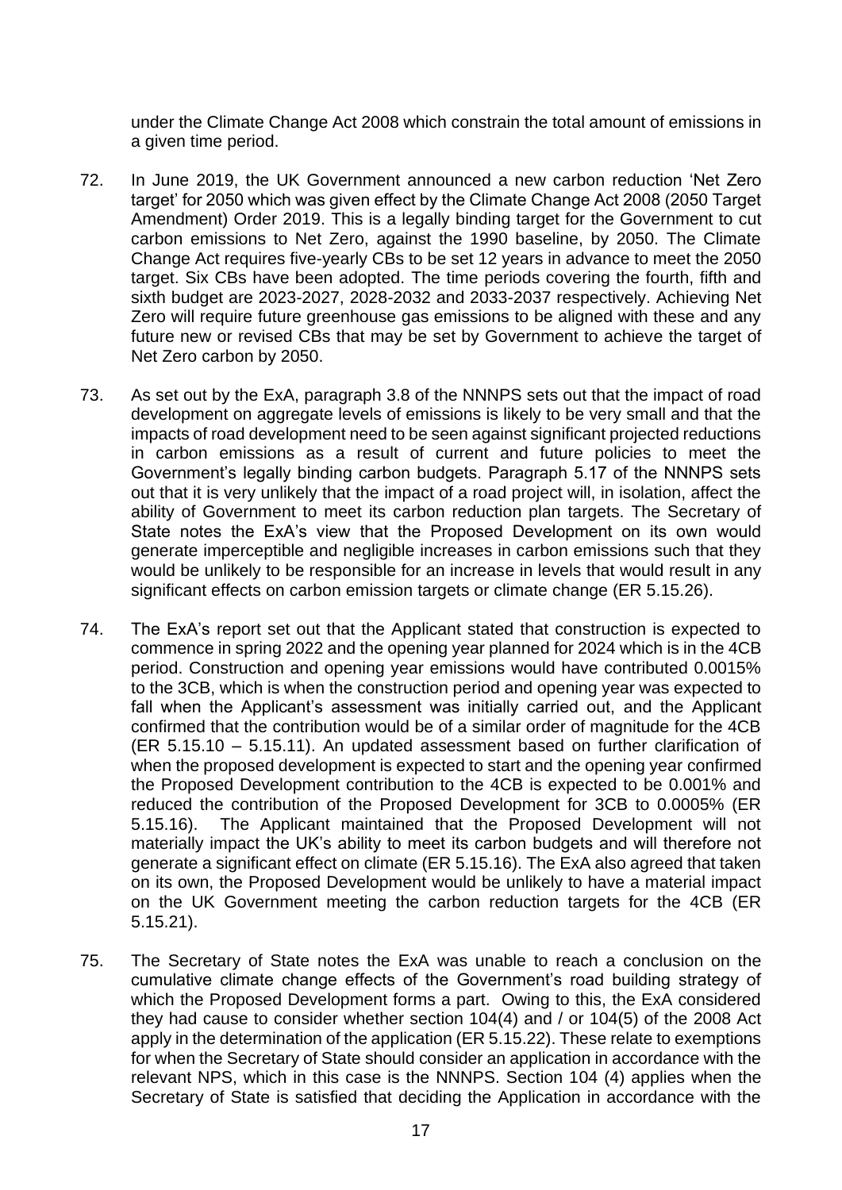under the Climate Change Act 2008 which constrain the total amount of emissions in a given time period.

72. In June 2019, the UK Government announced a new carbon reduction 'Net Zero target' for 2050 which was given effect by the Climate Change Act 2008 (2050 Target Amendment) Order 2019. This is a legally binding target for the Government to cut carbon emissions to Net Zero, against the 1990 baseline, by 2050. The Climate Change Act requires five-yearly CBs to be set 12 years in advance to meet the 2050 target. Six CBs have been adopted. The time periods covering the fourth, fifth and sixth budget are 2023-2027, 2028-2032 and 2033-2037 respectively. Achieving Net Zero will require future greenhouse gas emissions to be aligned with these and any future new or revised CBs that may be set by Government to achieve the target of Net Zero carbon by 2050.

73. As set out by the ExA, paragraph 3.8 of the NNNPS sets out that the impact of road development on aggregate levels of emissions is likely to be very small and that the impacts of road development need to be seen against significant projected reductions in carbon emissions as a result of current and future policies to meet the Government's legally binding carbon budgets. Paragraph 5.17 of the NNNPS sets out that it is very unlikely that the impact of a road project will, in isolation, affect the ability of Government to meet its carbon reduction plan targets. The Secretary of State notes the ExA's view that the Proposed Development on its own would generate imperceptible and negligible increases in carbon emissions such that they would be unlikely to be responsible for an increase in levels that would result in any significant effects on carbon emission targets or climate change (ER 5.15.26).

74. The ExA's report set out that the Applicant stated that construction is expected to commence in spring 2022 and the opening year planned for 2024 which is in the 4CB period. Construction and opening year emissions would have contributed 0.0015% to the 3CB, which is when the construction period and opening year was expected to fall when the Applicant's assessment was initially carried out, and the Applicant confirmed that the contribution would be of a similar order of magnitude for the 4CB (ER 5.15.10 – 5.15.11). An updated assessment based on further clarification of when the proposed development is expected to start and the opening year confirmed the Proposed Development contribution to the 4CB is expected to be 0.001% and reduced the contribution of the Proposed Development for 3CB to 0.0005% (ER 5.15.16). The Applicant maintained that the Proposed Development will not materially impact the UK's ability to meet its carbon budgets and will therefore not generate a significant effect on climate (ER 5.15.16). The ExA also agreed that taken on its own, the Proposed Development would be unlikely to have a material impact on the UK Government meeting the carbon reduction targets for the 4CB (ER 5.15.21).

75. The Secretary of State notes the ExA was unable to reach a conclusion on the cumulative climate change effects of the Government's road building strategy of which the Proposed Development forms a part. Owing to this, the ExA considered they had cause to consider whether section 104(4) and / or 104(5) of the 2008 Act apply in the determination of the application (ER 5.15.22). These relate to exemptions for when the Secretary of State should consider an application in accordance with the relevant NPS, which in this case is the NNNPS. Section 104 (4) applies when the Secretary of State is satisfied that deciding the Application in accordance with the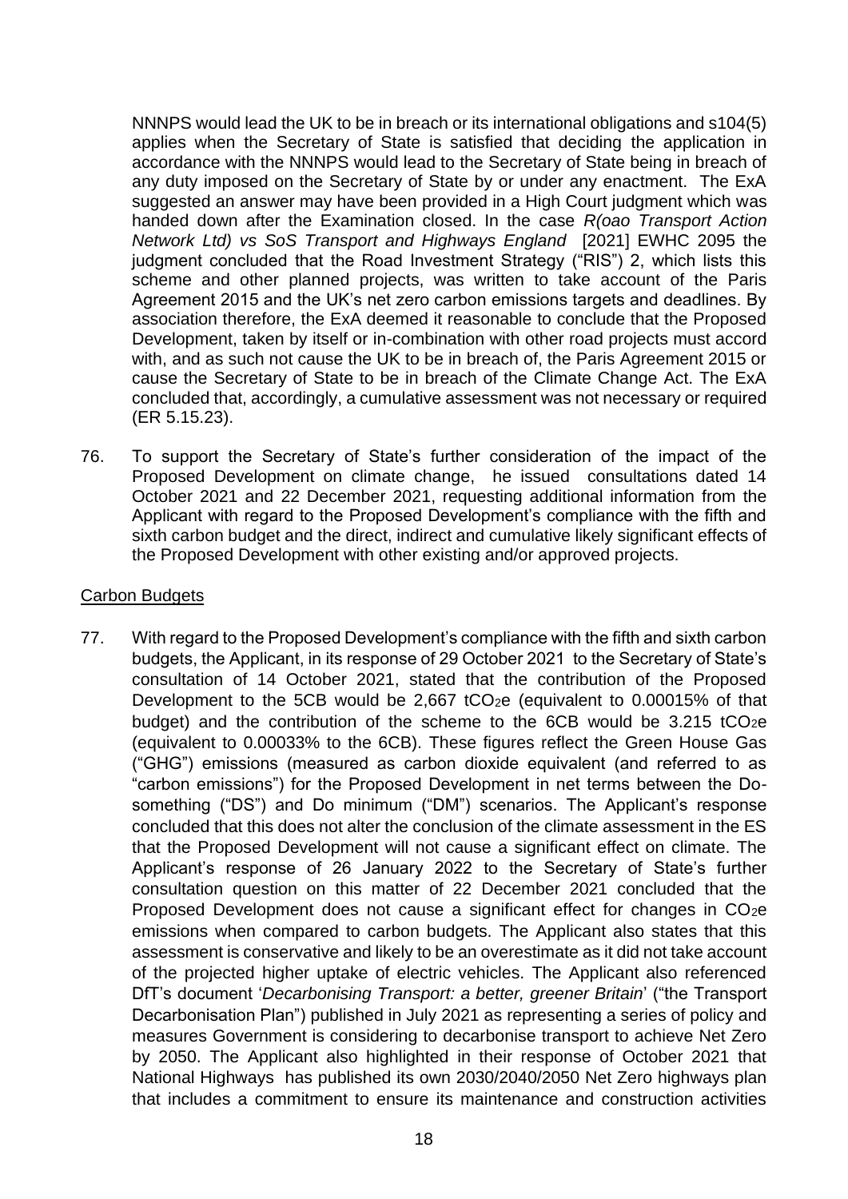NNNPS would lead the UK to be in breach or its international obligations and s104(5) applies when the Secretary of State is satisfied that deciding the application in accordance with the NNNPS would lead to the Secretary of State being in breach of any duty imposed on the Secretary of State by or under any enactment. The ExA suggested an answer may have been provided in a High Court judgment which was handed down after the Examination closed. In the case *R(oao Transport Action Network Ltd) vs SoS Transport and Highways England* [2021] EWHC 2095 the judgment concluded that the Road Investment Strategy ("RIS") 2, which lists this scheme and other planned projects, was written to take account of the Paris Agreement 2015 and the UK's net zero carbon emissions targets and deadlines. By association therefore, the ExA deemed it reasonable to conclude that the Proposed Development, taken by itself or in-combination with other road projects must accord with, and as such not cause the UK to be in breach of, the Paris Agreement 2015 or cause the Secretary of State to be in breach of the Climate Change Act. The ExA concluded that, accordingly, a cumulative assessment was not necessary or required (ER 5.15.23).

76. To support the Secretary of State's further consideration of the impact of the Proposed Development on climate change, he issued consultations dated 14 October 2021 and 22 December 2021, requesting additional information from the Applicant with regard to the Proposed Development's compliance with the fifth and sixth carbon budget and the direct, indirect and cumulative likely significant effects of the Proposed Development with other existing and/or approved projects.

## Carbon Budgets

77. With regard to the Proposed Development's compliance with the fifth and sixth carbon budgets, the Applicant, in its response of 29 October 2021 to the Secretary of State's consultation of 14 October 2021, stated that the contribution of the Proposed Development to the 5CB would be 2,667 $tCO_2e$ (equivalent to 0.00015% of that budget) and the contribution of the scheme to the 6CB would be 3.215 $tCO_2e$ (equivalent to 0.00033% to the 6CB). These figures reflect the Green House Gas ("GHG") emissions (measured as carbon dioxide equivalent (and referred to as "carbon emissions") for the Proposed Development in net terms between the Do-something ("DS") and Do minimum ("DM") scenarios. The Applicant's response concluded that this does not alter the conclusion of the climate assessment in the ES that the Proposed Development will not cause a significant effect on climate. The Applicant's response of 26 January 2022 to the Secretary of State's further consultation question on this matter of 22 December 2021 concluded that the Proposed Development does not cause a significant effect for changes in $CO_2e$ emissions when compared to carbon budgets. The Applicant also states that this assessment is conservative and likely to be an overestimate as it did not take account of the projected higher uptake of electric vehicles. The Applicant also referenced DfT's document '*Decarbonising Transport: a better, greener Britain*' ("the Transport Decarbonisation Plan") published in July 2021 as representing a series of policy and measures Government is considering to decarbonise transport to achieve Net Zero by 2050. The Applicant also highlighted in their response of October 2021 that National Highways has published its own 2030/2040/2050 Net Zero highways plan that includes a commitment to ensure its maintenance and construction activities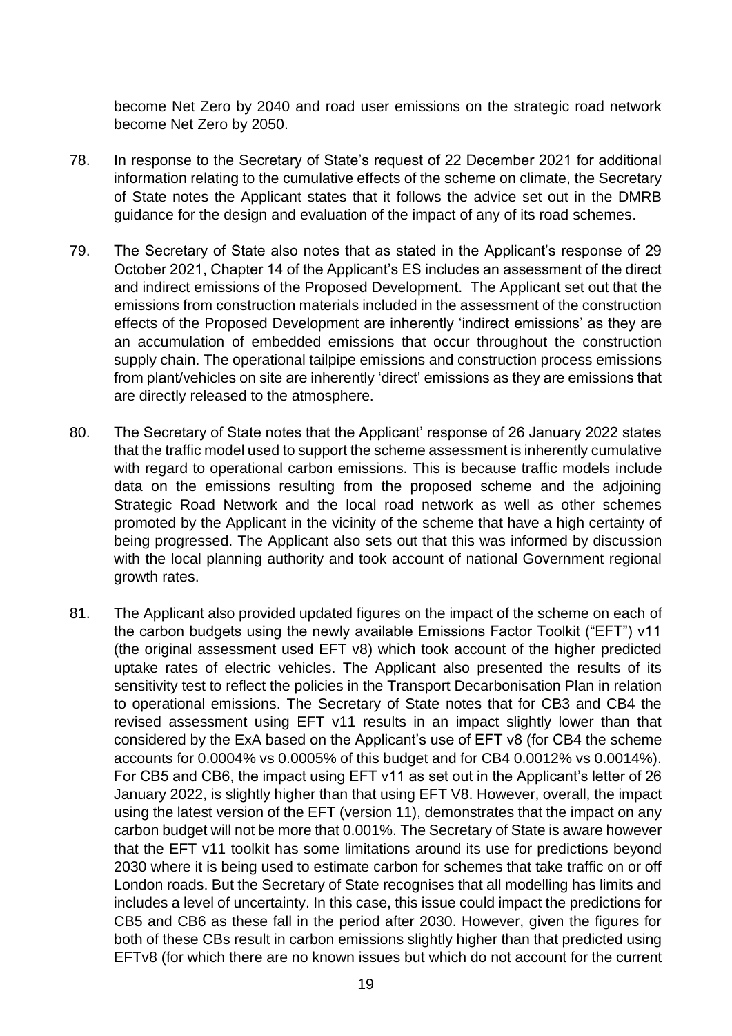become Net Zero by 2040 and road user emissions on the strategic road network become Net Zero by 2050.

78. In response to the Secretary of State's request of 22 December 2021 for additional information relating to the cumulative effects of the scheme on climate, the Secretary of State notes the Applicant states that it follows the advice set out in the DMRB guidance for the design and evaluation of the impact of any of its road schemes.

79. The Secretary of State also notes that as stated in the Applicant's response of 29 October 2021, Chapter 14 of the Applicant's ES includes an assessment of the direct and indirect emissions of the Proposed Development. The Applicant set out that the emissions from construction materials included in the assessment of the construction effects of the Proposed Development are inherently 'indirect emissions' as they are an accumulation of embedded emissions that occur throughout the construction supply chain. The operational tailpipe emissions and construction process emissions from plant/vehicles on site are inherently 'direct' emissions as they are emissions that are directly released to the atmosphere.

80. The Secretary of State notes that the Applicant' response of 26 January 2022 states that the traffic model used to support the scheme assessment is inherently cumulative with regard to operational carbon emissions. This is because traffic models include data on the emissions resulting from the proposed scheme and the adjoining Strategic Road Network and the local road network as well as other schemes promoted by the Applicant in the vicinity of the scheme that have a high certainty of being progressed. The Applicant also sets out that this was informed by discussion with the local planning authority and took account of national Government regional growth rates.

81. The Applicant also provided updated figures on the impact of the scheme on each of the carbon budgets using the newly available Emissions Factor Toolkit ("EFT") v11 (the original assessment used EFT v8) which took account of the higher predicted uptake rates of electric vehicles. The Applicant also presented the results of its sensitivity test to reflect the policies in the Transport Decarbonisation Plan in relation to operational emissions. The Secretary of State notes that for CB3 and CB4 the revised assessment using EFT v11 results in an impact slightly lower than that considered by the ExA based on the Applicant's use of EFT v8 (for CB4 the scheme accounts for 0.0004% vs 0.0005% of this budget and for CB4 0.0012% vs 0.0014%). For CB5 and CB6, the impact using EFT v11 as set out in the Applicant's letter of 26 January 2022, is slightly higher than that using EFT V8. However, overall, the impact using the latest version of the EFT (version 11), demonstrates that the impact on any carbon budget will not be more that 0.001%. The Secretary of State is aware however that the EFT v11 toolkit has some limitations around its use for predictions beyond 2030 where it is being used to estimate carbon for schemes that take traffic on or off London roads. But the Secretary of State recognises that all modelling has limits and includes a level of uncertainty. In this case, this issue could impact the predictions for CB5 and CB6 as these fall in the period after 2030. However, given the figures for both of these CBs result in carbon emissions slightly higher than that predicted using EFTv8 (for which there are no known issues but which do not account for the current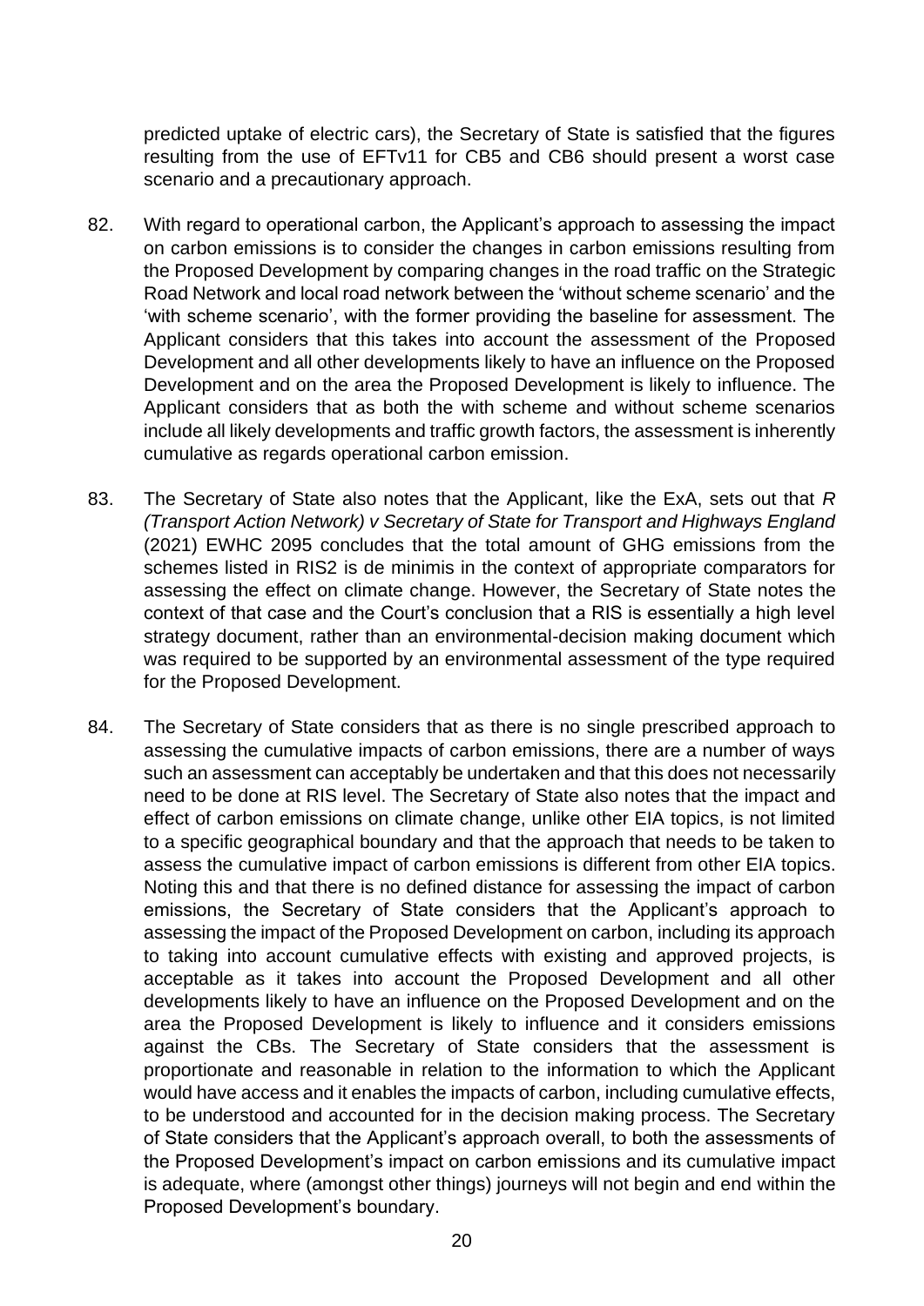predicted uptake of electric cars), the Secretary of State is satisfied that the figures resulting from the use of EFTv11 for CB5 and CB6 should present a worst case scenario and a precautionary approach.

82. With regard to operational carbon, the Applicant's approach to assessing the impact on carbon emissions is to consider the changes in carbon emissions resulting from the Proposed Development by comparing changes in the road traffic on the Strategic Road Network and local road network between the 'without scheme scenario' and the 'with scheme scenario', with the former providing the baseline for assessment. The Applicant considers that this takes into account the assessment of the Proposed Development and all other developments likely to have an influence on the Proposed Development and on the area the Proposed Development is likely to influence. The Applicant considers that as both the with scheme and without scheme scenarios include all likely developments and traffic growth factors, the assessment is inherently cumulative as regards operational carbon emission.

83. The Secretary of State also notes that the Applicant, like the ExA, sets out that *R (Transport Action Network) v Secretary of State for Transport and Highways England* (2021) EWHC 2095 concludes that the total amount of GHG emissions from the schemes listed in RIS2 is de minimis in the context of appropriate comparators for assessing the effect on climate change. However, the Secretary of State notes the context of that case and the Court's conclusion that a RIS is essentially a high level strategy document, rather than an environmental-decision making document which was required to be supported by an environmental assessment of the type required for the Proposed Development.

84. The Secretary of State considers that as there is no single prescribed approach to assessing the cumulative impacts of carbon emissions, there are a number of ways such an assessment can acceptably be undertaken and that this does not necessarily need to be done at RIS level. The Secretary of State also notes that the impact and effect of carbon emissions on climate change, unlike other EIA topics, is not limited to a specific geographical boundary and that the approach that needs to be taken to assess the cumulative impact of carbon emissions is different from other EIA topics. Noting this and that there is no defined distance for assessing the impact of carbon emissions, the Secretary of State considers that the Applicant's approach to assessing the impact of the Proposed Development on carbon, including its approach to taking into account cumulative effects with existing and approved projects, is acceptable as it takes into account the Proposed Development and all other developments likely to have an influence on the Proposed Development and on the area the Proposed Development is likely to influence and it considers emissions against the CBs. The Secretary of State considers that the assessment is proportionate and reasonable in relation to the information to which the Applicant would have access and it enables the impacts of carbon, including cumulative effects, to be understood and accounted for in the decision making process. The Secretary of State considers that the Applicant's approach overall, to both the assessments of the Proposed Development's impact on carbon emissions and its cumulative impact is adequate, where (amongst other things) journeys will not begin and end within the Proposed Development's boundary.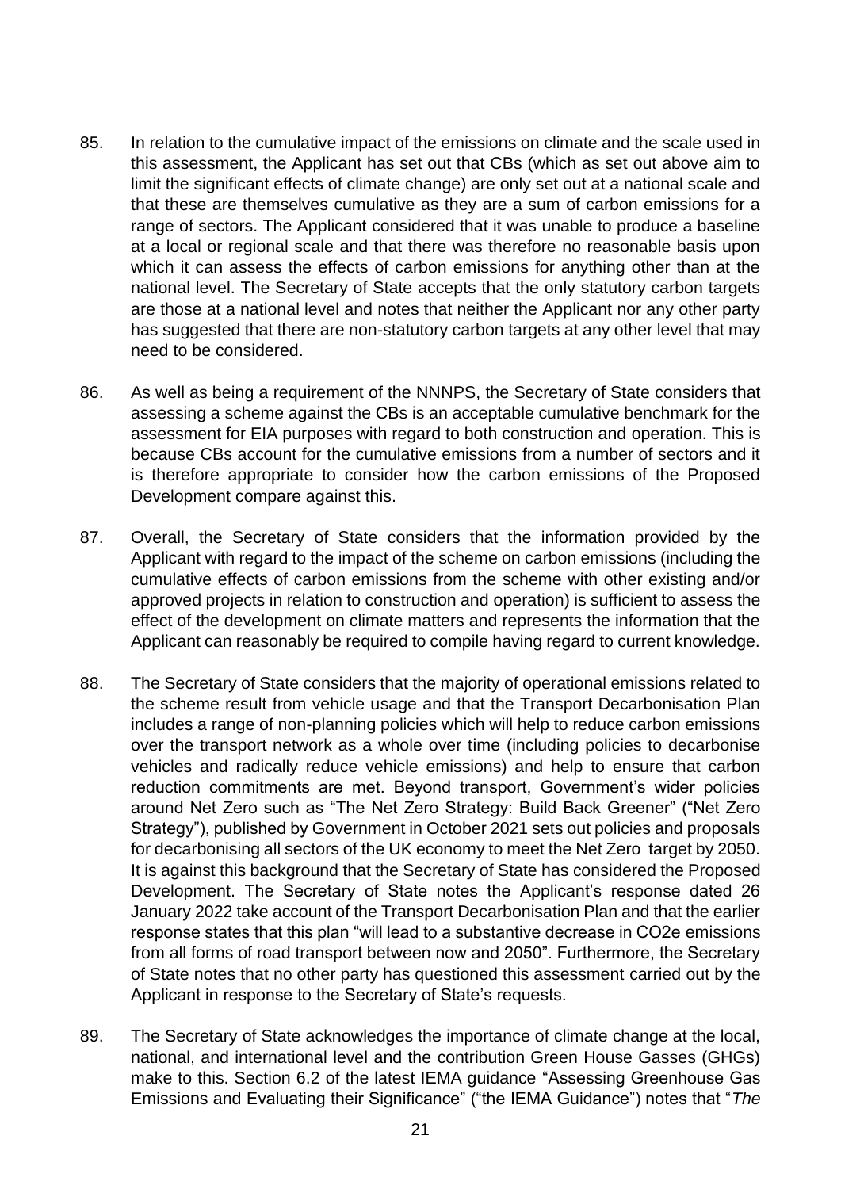85. In relation to the cumulative impact of the emissions on climate and the scale used in this assessment, the Applicant has set out that CBs (which as set out above aim to limit the significant effects of climate change) are only set out at a national scale and that these are themselves cumulative as they are a sum of carbon emissions for a range of sectors. The Applicant considered that it was unable to produce a baseline at a local or regional scale and that there was therefore no reasonable basis upon which it can assess the effects of carbon emissions for anything other than at the national level. The Secretary of State accepts that the only statutory carbon targets are those at a national level and notes that neither the Applicant nor any other party has suggested that there are non-statutory carbon targets at any other level that may need to be considered.

86. As well as being a requirement of the NNNPS, the Secretary of State considers that assessing a scheme against the CBs is an acceptable cumulative benchmark for the assessment for EIA purposes with regard to both construction and operation. This is because CBs account for the cumulative emissions from a number of sectors and it is therefore appropriate to consider how the carbon emissions of the Proposed Development compare against this.

87. Overall, the Secretary of State considers that the information provided by the Applicant with regard to the impact of the scheme on carbon emissions (including the cumulative effects of carbon emissions from the scheme with other existing and/or approved projects in relation to construction and operation) is sufficient to assess the effect of the development on climate matters and represents the information that the Applicant can reasonably be required to compile having regard to current knowledge.

88. The Secretary of State considers that the majority of operational emissions related to the scheme result from vehicle usage and that the Transport Decarbonisation Plan includes a range of non-planning policies which will help to reduce carbon emissions over the transport network as a whole over time (including policies to decarbonise vehicles and radically reduce vehicle emissions) and help to ensure that carbon reduction commitments are met. Beyond transport, Government's wider policies around Net Zero such as "The Net Zero Strategy: Build Back Greener" ("Net Zero Strategy"), published by Government in October 2021 sets out policies and proposals for decarbonising all sectors of the UK economy to meet the Net Zero target by 2050. It is against this background that the Secretary of State has considered the Proposed Development. The Secretary of State notes the Applicant's response dated 26 January 2022 take account of the Transport Decarbonisation Plan and that the earlier response states that this plan "will lead to a substantive decrease in CO2e emissions from all forms of road transport between now and 2050". Furthermore, the Secretary of State notes that no other party has questioned this assessment carried out by the Applicant in response to the Secretary of State's requests.

89. The Secretary of State acknowledges the importance of climate change at the local, national, and international level and the contribution Green House Gasses (GHGs) make to this. Section 6.2 of the latest IEMA guidance "Assessing Greenhouse Gas Emissions and Evaluating their Significance" ("the IEMA Guidance") notes that "*The*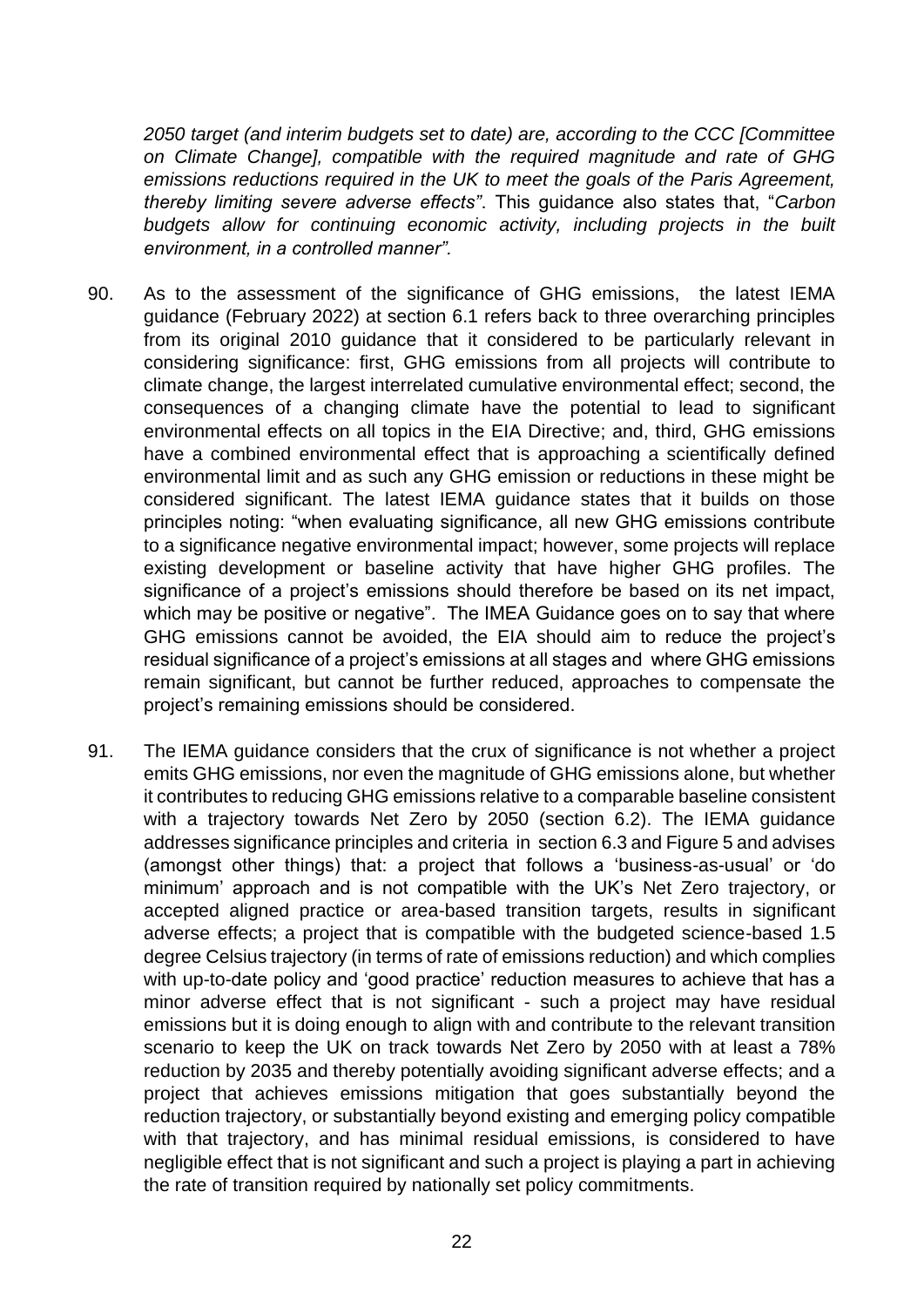*2050 target (and interim budgets set to date) are, according to the CCC [Committee on Climate Change], compatible with the required magnitude and rate of GHG emissions reductions required in the UK to meet the goals of the Paris Agreement, thereby limiting severe adverse effects"*. This guidance also states that, "*Carbon budgets allow for continuing economic activity, including projects in the built environment, in a controlled manner".*

90. As to the assessment of the significance of GHG emissions, the latest IEMA guidance (February 2022) at section 6.1 refers back to three overarching principles from its original 2010 guidance that it considered to be particularly relevant in considering significance: first, GHG emissions from all projects will contribute to climate change, the largest interrelated cumulative environmental effect; second, the consequences of a changing climate have the potential to lead to significant environmental effects on all topics in the EIA Directive; and, third, GHG emissions have a combined environmental effect that is approaching a scientifically defined environmental limit and as such any GHG emission or reductions in these might be considered significant. The latest IEMA guidance states that it builds on those principles noting: "when evaluating significance, all new GHG emissions contribute to a significance negative environmental impact; however, some projects will replace existing development or baseline activity that have higher GHG profiles. The significance of a project's emissions should therefore be based on its net impact, which may be positive or negative". The IMEA Guidance goes on to say that where GHG emissions cannot be avoided, the EIA should aim to reduce the project's residual significance of a project's emissions at all stages and where GHG emissions remain significant, but cannot be further reduced, approaches to compensate the project's remaining emissions should be considered.

91. The IEMA guidance considers that the crux of significance is not whether a project emits GHG emissions, nor even the magnitude of GHG emissions alone, but whether it contributes to reducing GHG emissions relative to a comparable baseline consistent with a trajectory towards Net Zero by 2050 (section 6.2). The IEMA guidance addresses significance principles and criteria in section 6.3 and Figure 5 and advises (amongst other things) that: a project that follows a 'business-as-usual' or 'do minimum' approach and is not compatible with the UK's Net Zero trajectory, or accepted aligned practice or area-based transition targets, results in significant adverse effects; a project that is compatible with the budgeted science-based 1.5 degree Celsius trajectory (in terms of rate of emissions reduction) and which complies with up-to-date policy and 'good practice' reduction measures to achieve that has a minor adverse effect that is not significant - such a project may have residual emissions but it is doing enough to align with and contribute to the relevant transition scenario to keep the UK on track towards Net Zero by 2050 with at least a 78% reduction by 2035 and thereby potentially avoiding significant adverse effects; and a project that achieves emissions mitigation that goes substantially beyond the reduction trajectory, or substantially beyond existing and emerging policy compatible with that trajectory, and has minimal residual emissions, is considered to have negligible effect that is not significant and such a project is playing a part in achieving the rate of transition required by nationally set policy commitments.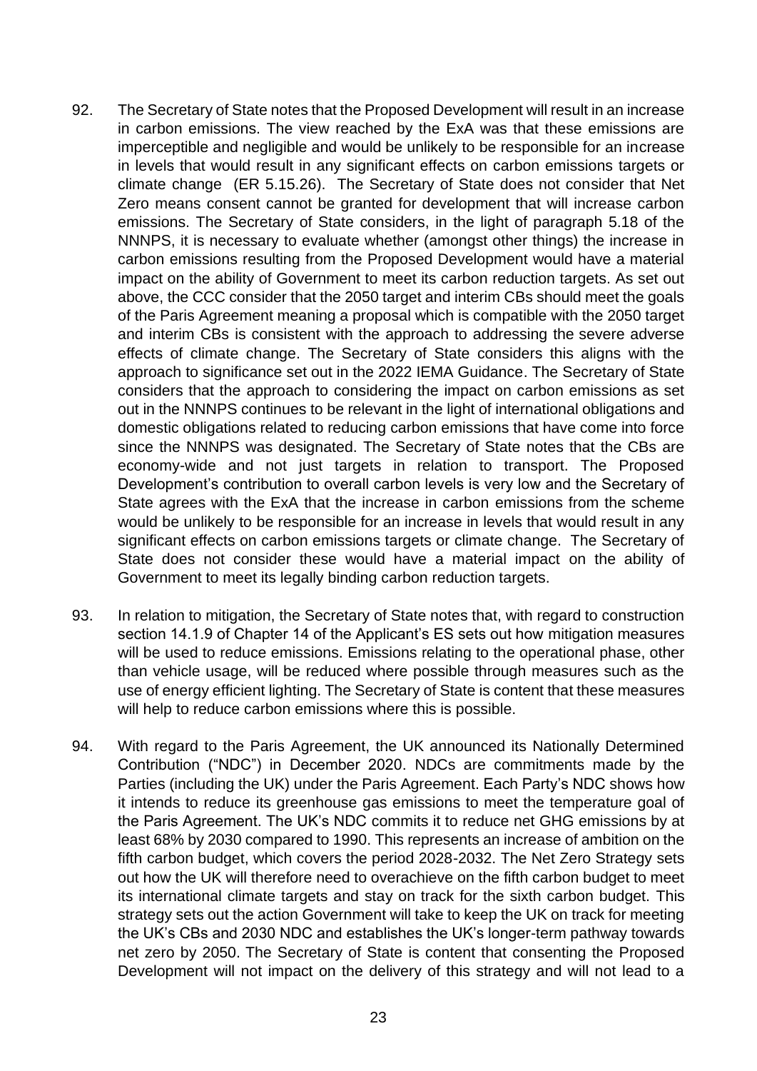92. The Secretary of State notes that the Proposed Development will result in an increase in carbon emissions. The view reached by the ExA was that these emissions are imperceptible and negligible and would be unlikely to be responsible for an increase in levels that would result in any significant effects on carbon emissions targets or climate change (ER 5.15.26). The Secretary of State does not consider that Net Zero means consent cannot be granted for development that will increase carbon emissions. The Secretary of State considers, in the light of paragraph 5.18 of the NNNPS, it is necessary to evaluate whether (amongst other things) the increase in carbon emissions resulting from the Proposed Development would have a material impact on the ability of Government to meet its carbon reduction targets. As set out above, the CCC consider that the 2050 target and interim CBs should meet the goals of the Paris Agreement meaning a proposal which is compatible with the 2050 target and interim CBs is consistent with the approach to addressing the severe adverse effects of climate change. The Secretary of State considers this aligns with the approach to significance set out in the 2022 IEMA Guidance. The Secretary of State considers that the approach to considering the impact on carbon emissions as set out in the NNNPS continues to be relevant in the light of international obligations and domestic obligations related to reducing carbon emissions that have come into force since the NNNPS was designated. The Secretary of State notes that the CBs are economy-wide and not just targets in relation to transport. The Proposed Development's contribution to overall carbon levels is very low and the Secretary of State agrees with the ExA that the increase in carbon emissions from the scheme would be unlikely to be responsible for an increase in levels that would result in any significant effects on carbon emissions targets or climate change. The Secretary of State does not consider these would have a material impact on the ability of Government to meet its legally binding carbon reduction targets.

93. In relation to mitigation, the Secretary of State notes that, with regard to construction section 14.1.9 of Chapter 14 of the Applicant's ES sets out how mitigation measures will be used to reduce emissions. Emissions relating to the operational phase, other than vehicle usage, will be reduced where possible through measures such as the use of energy efficient lighting. The Secretary of State is content that these measures will help to reduce carbon emissions where this is possible.

94. With regard to the Paris Agreement, the UK announced its Nationally Determined Contribution ("NDC") in December 2020. NDCs are commitments made by the Parties (including the UK) under the Paris Agreement. Each Party's NDC shows how it intends to reduce its greenhouse gas emissions to meet the temperature goal of the Paris Agreement. The UK's NDC commits it to reduce net GHG emissions by at least 68% by 2030 compared to 1990. This represents an increase of ambition on the fifth carbon budget, which covers the period 2028-2032. The Net Zero Strategy sets out how the UK will therefore need to overachieve on the fifth carbon budget to meet its international climate targets and stay on track for the sixth carbon budget. This strategy sets out the action Government will take to keep the UK on track for meeting the UK's CBs and 2030 NDC and establishes the UK's longer-term pathway towards net zero by 2050. The Secretary of State is content that consenting the Proposed Development will not impact on the delivery of this strategy and will not lead to a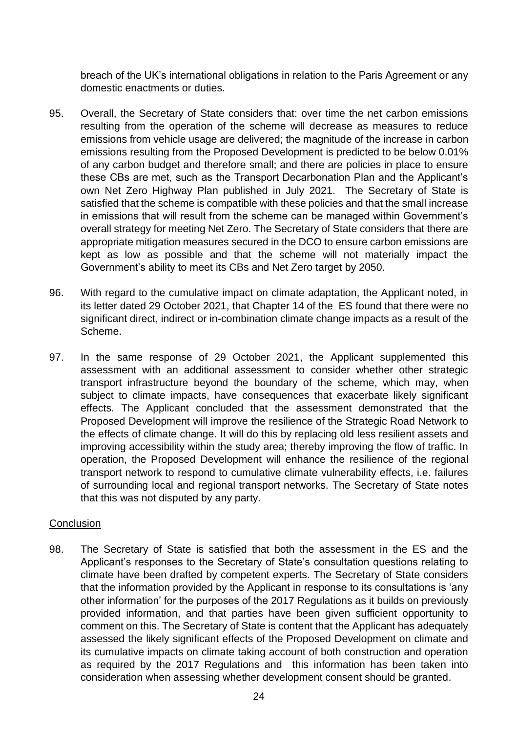breach of the UK's international obligations in relation to the Paris Agreement or any domestic enactments or duties.

95. Overall, the Secretary of State considers that: over time the net carbon emissions resulting from the operation of the scheme will decrease as measures to reduce emissions from vehicle usage are delivered; the magnitude of the increase in carbon emissions resulting from the Proposed Development is predicted to be below 0.01% of any carbon budget and therefore small; and there are policies in place to ensure these CBs are met, such as the Transport Decarbonation Plan and the Applicant's own Net Zero Highway Plan published in July 2021. The Secretary of State is satisfied that the scheme is compatible with these policies and that the small increase in emissions that will result from the scheme can be managed within Government's overall strategy for meeting Net Zero. The Secretary of State considers that there are appropriate mitigation measures secured in the DCO to ensure carbon emissions are kept as low as possible and that the scheme will not materially impact the Government's ability to meet its CBs and Net Zero target by 2050.

96. With regard to the cumulative impact on climate adaptation, the Applicant noted, in its letter dated 29 October 2021, that Chapter 14 of the ES found that there were no significant direct, indirect or in-combination climate change impacts as a result of the Scheme.

97. In the same response of 29 October 2021, the Applicant supplemented this assessment with an additional assessment to consider whether other strategic transport infrastructure beyond the boundary of the scheme, which may, when subject to climate impacts, have consequences that exacerbate likely significant effects. The Applicant concluded that the assessment demonstrated that the Proposed Development will improve the resilience of the Strategic Road Network to the effects of climate change. It will do this by replacing old less resilient assets and improving accessibility within the study area; thereby improving the flow of traffic. In operation, the Proposed Development will enhance the resilience of the regional transport network to respond to cumulative climate vulnerability effects, i.e. failures of surrounding local and regional transport networks. The Secretary of State notes that this was not disputed by any party.

Conclusion

98. The Secretary of State is satisfied that both the assessment in the ES and the Applicant's responses to the Secretary of State's consultation questions relating to climate have been drafted by competent experts. The Secretary of State considers that the information provided by the Applicant in response to its consultations is 'any other information' for the purposes of the 2017 Regulations as it builds on previously provided information, and that parties have been given sufficient opportunity to comment on this. The Secretary of State is content that the Applicant has adequately assessed the likely significant effects of the Proposed Development on climate and its cumulative impacts on climate taking account of both construction and operation as required by the 2017 Regulations and this information has been taken into consideration when assessing whether development consent should be granted.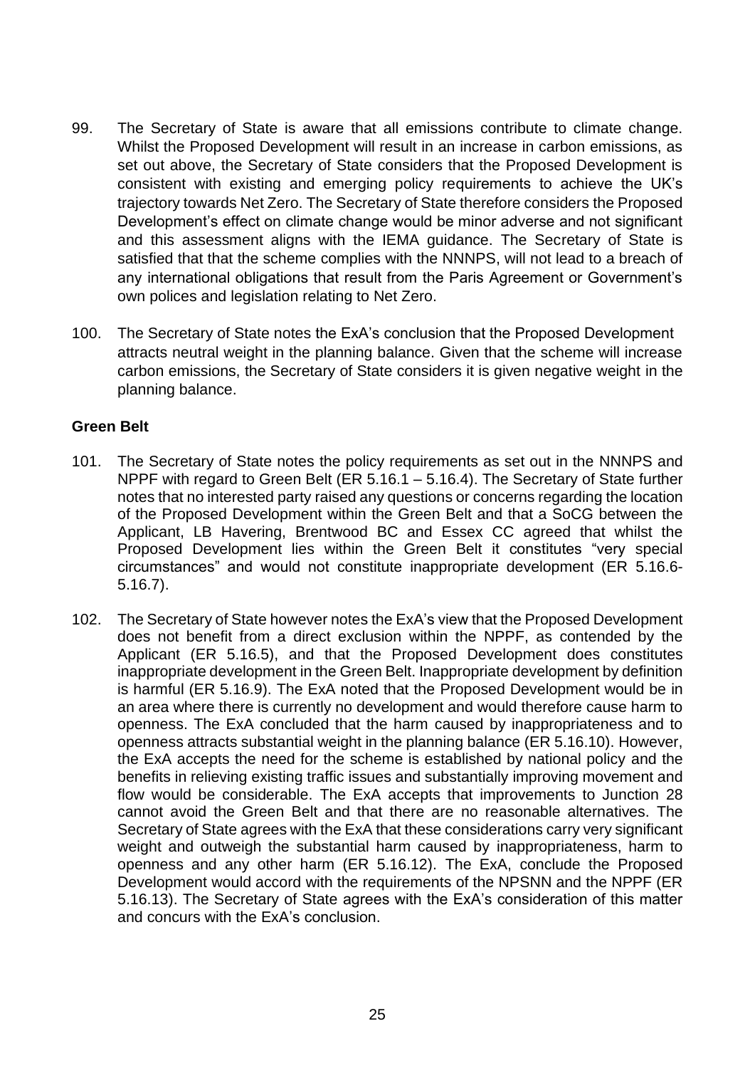99. The Secretary of State is aware that all emissions contribute to climate change. Whilst the Proposed Development will result in an increase in carbon emissions, as set out above, the Secretary of State considers that the Proposed Development is consistent with existing and emerging policy requirements to achieve the UK's trajectory towards Net Zero. The Secretary of State therefore considers the Proposed Development's effect on climate change would be minor adverse and not significant and this assessment aligns with the IEMA guidance. The Secretary of State is satisfied that that the scheme complies with the NNNPS, will not lead to a breach of any international obligations that result from the Paris Agreement or Government's own polices and legislation relating to Net Zero.

100. The Secretary of State notes the ExA's conclusion that the Proposed Development attracts neutral weight in the planning balance. Given that the scheme will increase carbon emissions, the Secretary of State considers it is given negative weight in the planning balance.

**Green Belt**

101. The Secretary of State notes the policy requirements as set out in the NNNPS and NPPF with regard to Green Belt (ER 5.16.1 – 5.16.4). The Secretary of State further notes that no interested party raised any questions or concerns regarding the location of the Proposed Development within the Green Belt and that a SoCG between the Applicant, LB Havering, Brentwood BC and Essex CC agreed that whilst the Proposed Development lies within the Green Belt it constitutes "very special circumstances" and would not constitute inappropriate development (ER 5.16.6-5.16.7).

102. The Secretary of State however notes the ExA's view that the Proposed Development does not benefit from a direct exclusion within the NPPF, as contended by the Applicant (ER 5.16.5), and that the Proposed Development does constitutes inappropriate development in the Green Belt. Inappropriate development by definition is harmful (ER 5.16.9). The ExA noted that the Proposed Development would be in an area where there is currently no development and would therefore cause harm to openness. The ExA concluded that the harm caused by inappropriateness and to openness attracts substantial weight in the planning balance (ER 5.16.10). However, the ExA accepts the need for the scheme is established by national policy and the benefits in relieving existing traffic issues and substantially improving movement and flow would be considerable. The ExA accepts that improvements to Junction 28 cannot avoid the Green Belt and that there are no reasonable alternatives. The Secretary of State agrees with the ExA that these considerations carry very significant weight and outweigh the substantial harm caused by inappropriateness, harm to openness and any other harm (ER 5.16.12). The ExA, conclude the Proposed Development would accord with the requirements of the NPSNN and the NPPF (ER 5.16.13). The Secretary of State agrees with the ExA's consideration of this matter and concurs with the ExA's conclusion.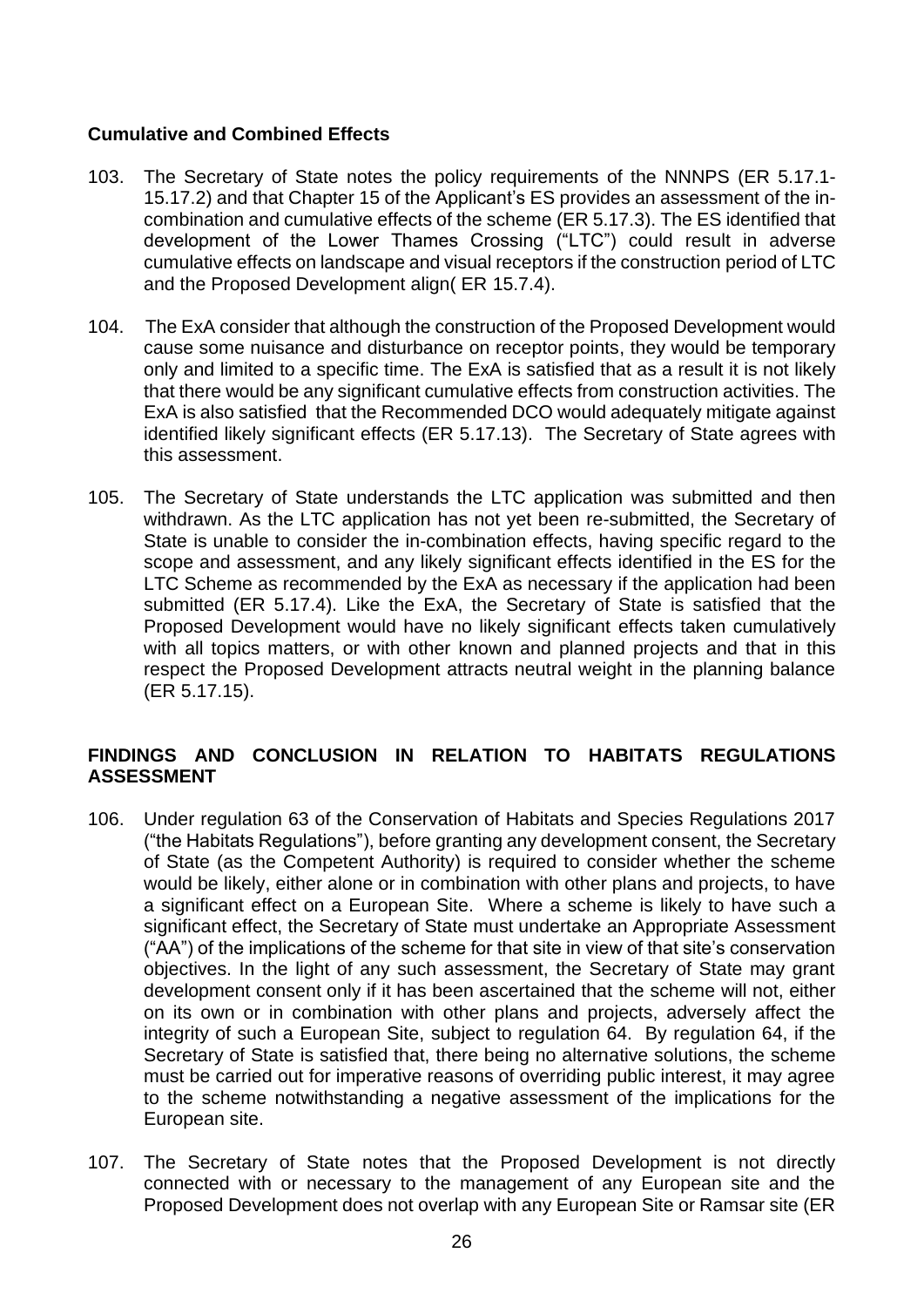**Cumulative and Combined Effects**

103. The Secretary of State notes the policy requirements of the NNNPS (ER 5.17.1-15.17.2) and that Chapter 15 of the Applicant's ES provides an assessment of the in-combination and cumulative effects of the scheme (ER 5.17.3). The ES identified that development of the Lower Thames Crossing ("LTC") could result in adverse cumulative effects on landscape and visual receptors if the construction period of LTC and the Proposed Development align( ER 15.7.4).

104. The ExA consider that although the construction of the Proposed Development would cause some nuisance and disturbance on receptor points, they would be temporary only and limited to a specific time. The ExA is satisfied that as a result it is not likely that there would be any significant cumulative effects from construction activities. The ExA is also satisfied that the Recommended DCO would adequately mitigate against identified likely significant effects (ER 5.17.13). The Secretary of State agrees with this assessment.

105. The Secretary of State understands the LTC application was submitted and then withdrawn. As the LTC application has not yet been re-submitted, the Secretary of State is unable to consider the in-combination effects, having specific regard to the scope and assessment, and any likely significant effects identified in the ES for the LTC Scheme as recommended by the ExA as necessary if the application had been submitted (ER 5.17.4). Like the ExA, the Secretary of State is satisfied that the Proposed Development would have no likely significant effects taken cumulatively with all topics matters, or with other known and planned projects and that in this respect the Proposed Development attracts neutral weight in the planning balance (ER 5.17.15).

## FINDINGS AND CONCLUSION IN RELATION TO HABITATS REGULATIONS ASSESSMENT

106. Under regulation 63 of the Conservation of Habitats and Species Regulations 2017 ("the Habitats Regulations"), before granting any development consent, the Secretary of State (as the Competent Authority) is required to consider whether the scheme would be likely, either alone or in combination with other plans and projects, to have a significant effect on a European Site. Where a scheme is likely to have such a significant effect, the Secretary of State must undertake an Appropriate Assessment ("AA") of the implications of the scheme for that site in view of that site's conservation objectives. In the light of any such assessment, the Secretary of State may grant development consent only if it has been ascertained that the scheme will not, either on its own or in combination with other plans and projects, adversely affect the integrity of such a European Site, subject to regulation 64. By regulation 64, if the Secretary of State is satisfied that, there being no alternative solutions, the scheme must be carried out for imperative reasons of overriding public interest, it may agree to the scheme notwithstanding a negative assessment of the implications for the European site.

107. The Secretary of State notes that the Proposed Development is not directly connected with or necessary to the management of any European site and the Proposed Development does not overlap with any European Site or Ramsar site (ER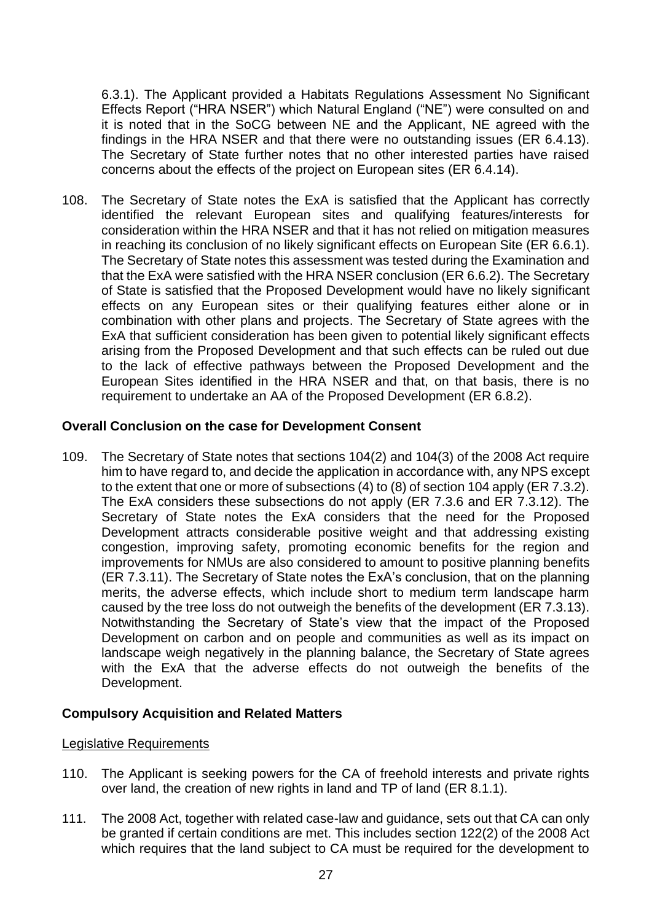6.3.1). The Applicant provided a Habitats Regulations Assessment No Significant Effects Report ("HRA NSER") which Natural England ("NE") were consulted on and it is noted that in the SoCG between NE and the Applicant, NE agreed with the findings in the HRA NSER and that there were no outstanding issues (ER 6.4.13). The Secretary of State further notes that no other interested parties have raised concerns about the effects of the project on European sites (ER 6.4.14).

108. The Secretary of State notes the ExA is satisfied that the Applicant has correctly identified the relevant European sites and qualifying features/interests for consideration within the HRA NSER and that it has not relied on mitigation measures in reaching its conclusion of no likely significant effects on European Site (ER 6.6.1). The Secretary of State notes this assessment was tested during the Examination and that the ExA were satisfied with the HRA NSER conclusion (ER 6.6.2). The Secretary of State is satisfied that the Proposed Development would have no likely significant effects on any European sites or their qualifying features either alone or in combination with other plans and projects. The Secretary of State agrees with the ExA that sufficient consideration has been given to potential likely significant effects arising from the Proposed Development and that such effects can be ruled out due to the lack of effective pathways between the Proposed Development and the European Sites identified in the HRA NSER and that, on that basis, there is no requirement to undertake an AA of the Proposed Development (ER 6.8.2).

**Overall Conclusion on the case for Development Consent**

109. The Secretary of State notes that sections 104(2) and 104(3) of the 2008 Act require him to have regard to, and decide the application in accordance with, any NPS except to the extent that one or more of subsections (4) to (8) of section 104 apply (ER 7.3.2). The ExA considers these subsections do not apply (ER 7.3.6 and ER 7.3.12). The Secretary of State notes the ExA considers that the need for the Proposed Development attracts considerable positive weight and that addressing existing congestion, improving safety, promoting economic benefits for the region and improvements for NMUs are also considered to amount to positive planning benefits (ER 7.3.11). The Secretary of State notes the ExA's conclusion, that on the planning merits, the adverse effects, which include short to medium term landscape harm caused by the tree loss do not outweigh the benefits of the development (ER 7.3.13). Notwithstanding the Secretary of State's view that the impact of the Proposed Development on carbon and on people and communities as well as its impact on landscape weigh negatively in the planning balance, the Secretary of State agrees with the ExA that the adverse effects do not outweigh the benefits of the Development.

**Compulsory Acquisition and Related Matters**

<u>Legislative Requirements</u>

110. The Applicant is seeking powers for the CA of freehold interests and private rights over land, the creation of new rights in land and TP of land (ER 8.1.1).

111. The 2008 Act, together with related case-law and guidance, sets out that CA can only be granted if certain conditions are met. This includes section 122(2) of the 2008 Act which requires that the land subject to CA must be required for the development to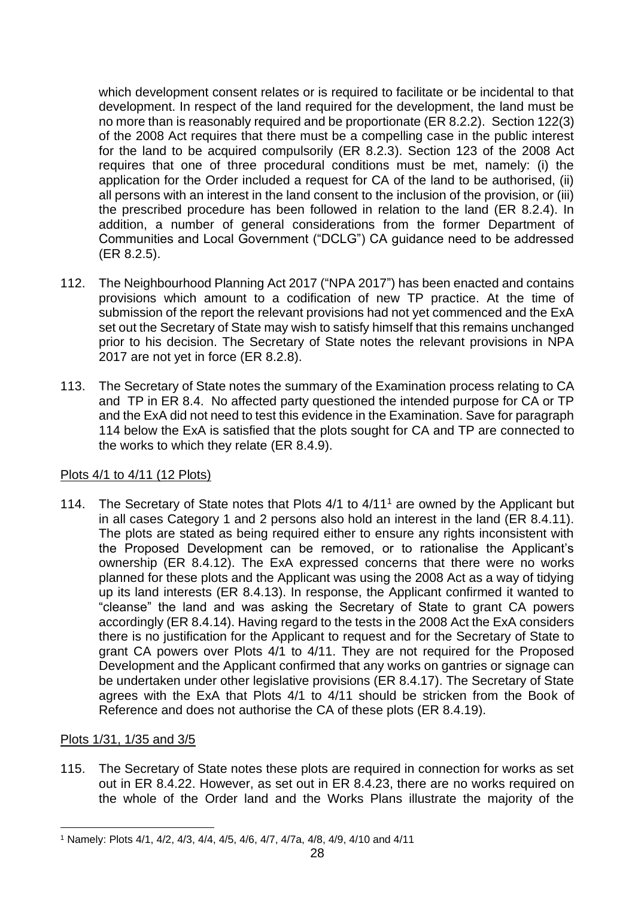which development consent relates or is required to facilitate or be incidental to that development. In respect of the land required for the development, the land must be no more than is reasonably required and be proportionate (ER 8.2.2). Section 122(3) of the 2008 Act requires that there must be a compelling case in the public interest for the land to be acquired compulsorily (ER 8.2.3). Section 123 of the 2008 Act requires that one of three procedural conditions must be met, namely: (i) the application for the Order included a request for CA of the land to be authorised, (ii) all persons with an interest in the land consent to the inclusion of the provision, or (iii) the prescribed procedure has been followed in relation to the land (ER 8.2.4). In addition, a number of general considerations from the former Department of Communities and Local Government ("DCLG") CA guidance need to be addressed (ER 8.2.5).

112. The Neighbourhood Planning Act 2017 ("NPA 2017") has been enacted and contains provisions which amount to a codification of new TP practice. At the time of submission of the report the relevant provisions had not yet commenced and the ExA set out the Secretary of State may wish to satisfy himself that this remains unchanged prior to his decision. The Secretary of State notes the relevant provisions in NPA 2017 are not yet in force (ER 8.2.8).

113. The Secretary of State notes the summary of the Examination process relating to CA and TP in ER 8.4. No affected party questioned the intended purpose for CA or TP and the ExA did not need to test this evidence in the Examination. Save for paragraph 114 below the ExA is satisfied that the plots sought for CA and TP are connected to the works to which they relate (ER 8.4.9).

Plots 4/1 to 4/11 (12 Plots)

114. The Secretary of State notes that Plots 4/1 to 4/11[1] are owned by the Applicant but in all cases Category 1 and 2 persons also hold an interest in the land (ER 8.4.11). The plots are stated as being required either to ensure any rights inconsistent with the Proposed Development can be removed, or to rationalise the Applicant's ownership (ER 8.4.12). The ExA expressed concerns that there were no works planned for these plots and the Applicant was using the 2008 Act as a way of tidying up its land interests (ER 8.4.13). In response, the Applicant confirmed it wanted to "cleanse" the land and was asking the Secretary of State to grant CA powers accordingly (ER 8.4.14). Having regard to the tests in the 2008 Act the ExA considers there is no justification for the Applicant to request and for the Secretary of State to grant CA powers over Plots 4/1 to 4/11. They are not required for the Proposed Development and the Applicant confirmed that any works on gantries or signage can be undertaken under other legislative provisions (ER 8.4.17). The Secretary of State agrees with the ExA that Plots 4/1 to 4/11 should be stricken from the Book of Reference and does not authorise the CA of these plots (ER 8.4.19).

Plots 1/31, 1/35 and 3/5

115. The Secretary of State notes these plots are required in connection for works as set out in ER 8.4.22. However, as set out in ER 8.4.23, there are no works required on the whole of the Order land and the Works Plans illustrate the majority of the

[1] Namely: Plots 4/1, 4/2, 4/3, 4/4, 4/5, 4/6, 4/7, 4/7a, 4/8, 4/9, 4/10 and 4/11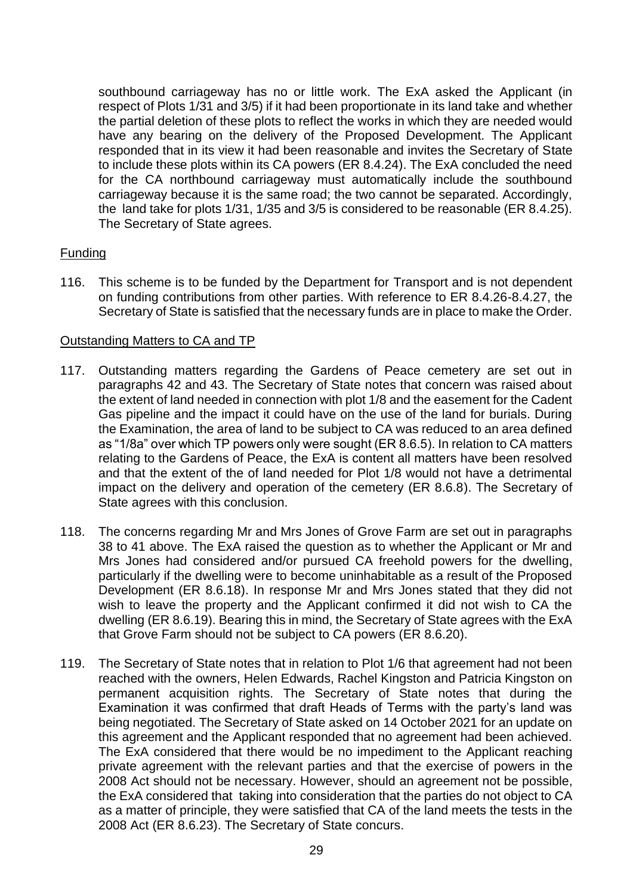southbound carriageway has no or little work. The ExA asked the Applicant (in respect of Plots 1/31 and 3/5) if it had been proportionate in its land take and whether the partial deletion of these plots to reflect the works in which they are needed would have any bearing on the delivery of the Proposed Development. The Applicant responded that in its view it had been reasonable and invites the Secretary of State to include these plots within its CA powers (ER 8.4.24). The ExA concluded the need for the CA northbound carriageway must automatically include the southbound carriageway because it is the same road; the two cannot be separated. Accordingly, the land take for plots 1/31, 1/35 and 3/5 is considered to be reasonable (ER 8.4.25). The Secretary of State agrees.

## Funding

116. This scheme is to be funded by the Department for Transport and is not dependent on funding contributions from other parties. With reference to ER 8.4.26-8.4.27, the Secretary of State is satisfied that the necessary funds are in place to make the Order.

## Outstanding Matters to CA and TP

117. Outstanding matters regarding the Gardens of Peace cemetery are set out in paragraphs 42 and 43. The Secretary of State notes that concern was raised about the extent of land needed in connection with plot 1/8 and the easement for the Cadent Gas pipeline and the impact it could have on the use of the land for burials. During the Examination, the area of land to be subject to CA was reduced to an area defined as "1/8a" over which TP powers only were sought (ER 8.6.5). In relation to CA matters relating to the Gardens of Peace, the ExA is content all matters have been resolved and that the extent of the of land needed for Plot 1/8 would not have a detrimental impact on the delivery and operation of the cemetery (ER 8.6.8). The Secretary of State agrees with this conclusion.

118. The concerns regarding Mr and Mrs Jones of Grove Farm are set out in paragraphs 38 to 41 above. The ExA raised the question as to whether the Applicant or Mr and Mrs Jones had considered and/or pursued CA freehold powers for the dwelling, particularly if the dwelling were to become uninhabitable as a result of the Proposed Development (ER 8.6.18). In response Mr and Mrs Jones stated that they did not wish to leave the property and the Applicant confirmed it did not wish to CA the dwelling (ER 8.6.19). Bearing this in mind, the Secretary of State agrees with the ExA that Grove Farm should not be subject to CA powers (ER 8.6.20).

119. The Secretary of State notes that in relation to Plot 1/6 that agreement had not been reached with the owners, Helen Edwards, Rachel Kingston and Patricia Kingston on permanent acquisition rights. The Secretary of State notes that during the Examination it was confirmed that draft Heads of Terms with the party's land was being negotiated. The Secretary of State asked on 14 October 2021 for an update on this agreement and the Applicant responded that no agreement had been achieved. The ExA considered that there would be no impediment to the Applicant reaching private agreement with the relevant parties and that the exercise of powers in the 2008 Act should not be necessary. However, should an agreement not be possible, the ExA considered that taking into consideration that the parties do not object to CA as a matter of principle, they were satisfied that CA of the land meets the tests in the 2008 Act (ER 8.6.23). The Secretary of State concurs.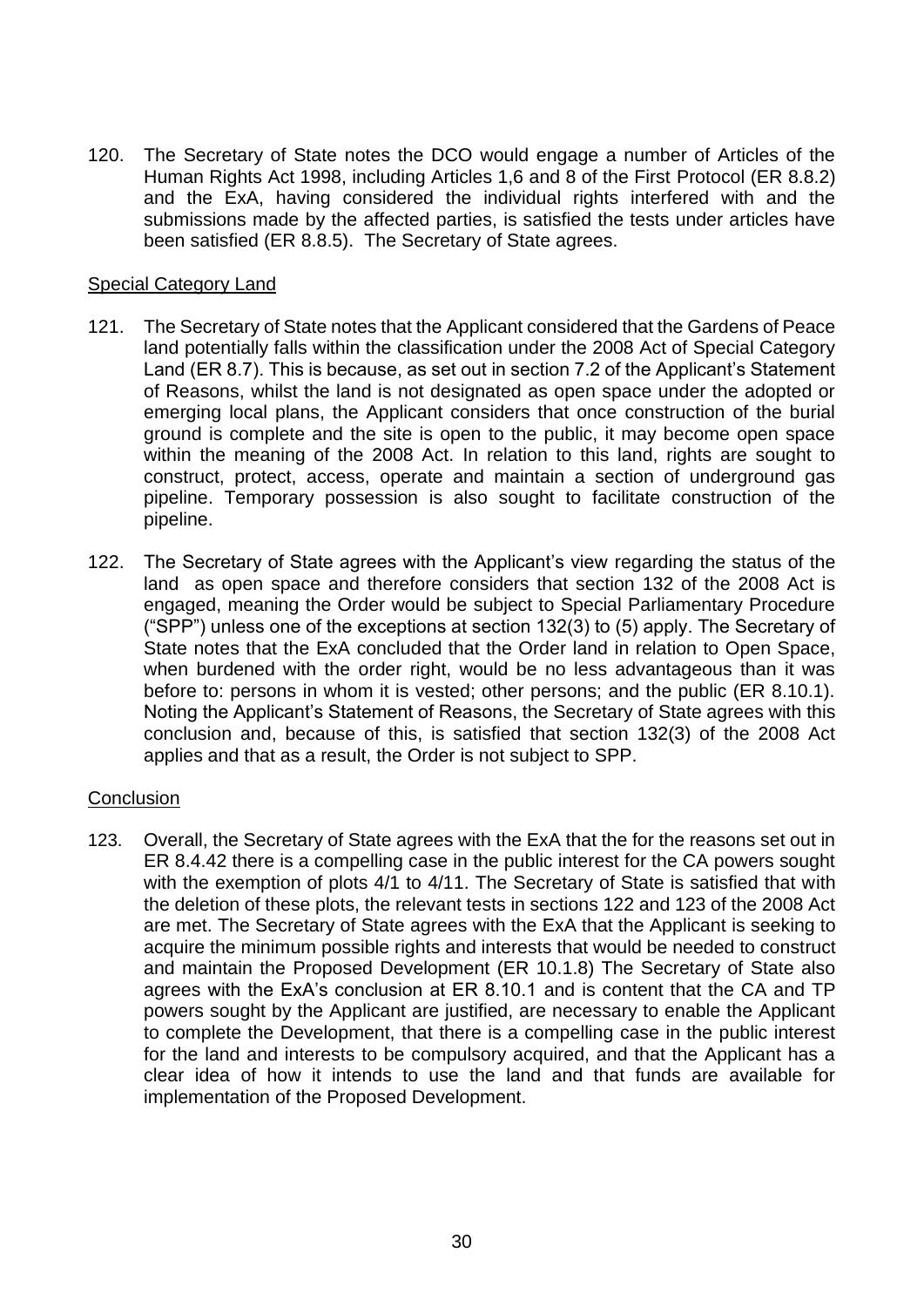120. The Secretary of State notes the DCO would engage a number of Articles of the Human Rights Act 1998, including Articles 1,6 and 8 of the First Protocol (ER 8.8.2) and the ExA, having considered the individual rights interfered with and the submissions made by the affected parties, is satisfied the tests under articles have been satisfied (ER 8.8.5). The Secretary of State agrees.

## Special Category Land

121. The Secretary of State notes that the Applicant considered that the Gardens of Peace land potentially falls within the classification under the 2008 Act of Special Category Land (ER 8.7). This is because, as set out in section 7.2 of the Applicant's Statement of Reasons, whilst the land is not designated as open space under the adopted or emerging local plans, the Applicant considers that once construction of the burial ground is complete and the site is open to the public, it may become open space within the meaning of the 2008 Act. In relation to this land, rights are sought to construct, protect, access, operate and maintain a section of underground gas pipeline. Temporary possession is also sought to facilitate construction of the pipeline.

122. The Secretary of State agrees with the Applicant's view regarding the status of the land as open space and therefore considers that section 132 of the 2008 Act is engaged, meaning the Order would be subject to Special Parliamentary Procedure ("SPP") unless one of the exceptions at section 132(3) to (5) apply. The Secretary of State notes that the ExA concluded that the Order land in relation to Open Space, when burdened with the order right, would be no less advantageous than it was before to: persons in whom it is vested; other persons; and the public (ER 8.10.1). Noting the Applicant's Statement of Reasons, the Secretary of State agrees with this conclusion and, because of this, is satisfied that section 132(3) of the 2008 Act applies and that as a result, the Order is not subject to SPP.

## Conclusion

123. Overall, the Secretary of State agrees with the ExA that the for the reasons set out in ER 8.4.42 there is a compelling case in the public interest for the CA powers sought with the exemption of plots 4/1 to 4/11. The Secretary of State is satisfied that with the deletion of these plots, the relevant tests in sections 122 and 123 of the 2008 Act are met. The Secretary of State agrees with the ExA that the Applicant is seeking to acquire the minimum possible rights and interests that would be needed to construct and maintain the Proposed Development (ER 10.1.8) The Secretary of State also agrees with the ExA's conclusion at ER 8.10.1 and is content that the CA and TP powers sought by the Applicant are justified, are necessary to enable the Applicant to complete the Development, that there is a compelling case in the public interest for the land and interests to be compulsory acquired, and that the Applicant has a clear idea of how it intends to use the land and that funds are available for implementation of the Proposed Development.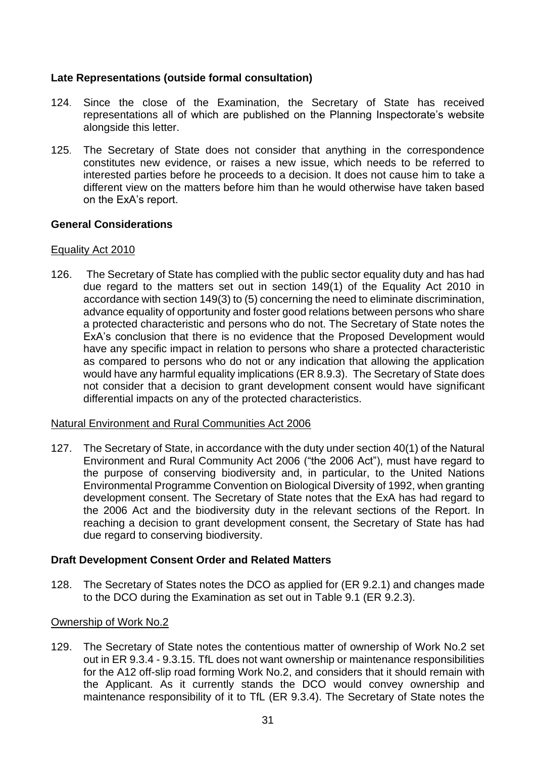**Late Representations (outside formal consultation)**

124. Since the close of the Examination, the Secretary of State has received representations all of which are published on the Planning Inspectorate's website alongside this letter.

125. The Secretary of State does not consider that anything in the correspondence constitutes new evidence, or raises a new issue, which needs to be referred to interested parties before he proceeds to a decision. It does not cause him to take a different view on the matters before him than he would otherwise have taken based on the ExA's report.

**General Considerations**

Equality Act 2010

126. The Secretary of State has complied with the public sector equality duty and has had due regard to the matters set out in section 149(1) of the Equality Act 2010 in accordance with section 149(3) to (5) concerning the need to eliminate discrimination, advance equality of opportunity and foster good relations between persons who share a protected characteristic and persons who do not. The Secretary of State notes the ExA's conclusion that there is no evidence that the Proposed Development would have any specific impact in relation to persons who share a protected characteristic as compared to persons who do not or any indication that allowing the application would have any harmful equality implications (ER 8.9.3). The Secretary of State does not consider that a decision to grant development consent would have significant differential impacts on any of the protected characteristics.

Natural Environment and Rural Communities Act 2006

127. The Secretary of State, in accordance with the duty under section 40(1) of the Natural Environment and Rural Community Act 2006 ("the 2006 Act"), must have regard to the purpose of conserving biodiversity and, in particular, to the United Nations Environmental Programme Convention on Biological Diversity of 1992, when granting development consent. The Secretary of State notes that the ExA has had regard to the 2006 Act and the biodiversity duty in the relevant sections of the Report. In reaching a decision to grant development consent, the Secretary of State has had due regard to conserving biodiversity.

**Draft Development Consent Order and Related Matters**

128. The Secretary of States notes the DCO as applied for (ER 9.2.1) and changes made to the DCO during the Examination as set out in Table 9.1 (ER 9.2.3).

Ownership of Work No.2

129. The Secretary of State notes the contentious matter of ownership of Work No.2 set out in ER 9.3.4 - 9.3.15. TfL does not want ownership or maintenance responsibilities for the A12 off-slip road forming Work No.2, and considers that it should remain with the Applicant. As it currently stands the DCO would convey ownership and maintenance responsibility of it to TfL (ER 9.3.4). The Secretary of State notes the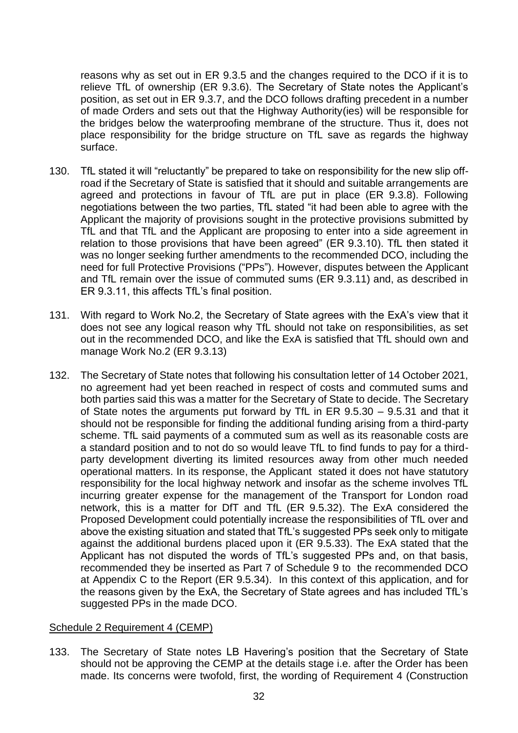reasons why as set out in ER 9.3.5 and the changes required to the DCO if it is to relieve TfL of ownership (ER 9.3.6). The Secretary of State notes the Applicant's position, as set out in ER 9.3.7, and the DCO follows drafting precedent in a number of made Orders and sets out that the Highway Authority(ies) will be responsible for the bridges below the waterproofing membrane of the structure. Thus it, does not place responsibility for the bridge structure on TfL save as regards the highway surface.

130. TfL stated it will "reluctantly" be prepared to take on responsibility for the new slip off-road if the Secretary of State is satisfied that it should and suitable arrangements are agreed and protections in favour of TfL are put in place (ER 9.3.8). Following negotiations between the two parties, TfL stated "it had been able to agree with the Applicant the majority of provisions sought in the protective provisions submitted by TfL and that TfL and the Applicant are proposing to enter into a side agreement in relation to those provisions that have been agreed" (ER 9.3.10). TfL then stated it was no longer seeking further amendments to the recommended DCO, including the need for full Protective Provisions ("PPs"). However, disputes between the Applicant and TfL remain over the issue of commuted sums (ER 9.3.11) and, as described in ER 9.3.11, this affects TfL's final position.

131. With regard to Work No.2, the Secretary of State agrees with the ExA's view that it does not see any logical reason why TfL should not take on responsibilities, as set out in the recommended DCO, and like the ExA is satisfied that TfL should own and manage Work No.2 (ER 9.3.13)

132. The Secretary of State notes that following his consultation letter of 14 October 2021, no agreement had yet been reached in respect of costs and commuted sums and both parties said this was a matter for the Secretary of State to decide. The Secretary of State notes the arguments put forward by TfL in ER 9.5.30 – 9.5.31 and that it should not be responsible for finding the additional funding arising from a third-party scheme. TfL said payments of a commuted sum as well as its reasonable costs are a standard position and to not do so would leave TfL to find funds to pay for a third-party development diverting its limited resources away from other much needed operational matters. In its response, the Applicant stated it does not have statutory responsibility for the local highway network and insofar as the scheme involves TfL incurring greater expense for the management of the Transport for London road network, this is a matter for DfT and TfL (ER 9.5.32). The ExA considered the Proposed Development could potentially increase the responsibilities of TfL over and above the existing situation and stated that TfL's suggested PPs seek only to mitigate against the additional burdens placed upon it (ER 9.5.33). The ExA stated that the Applicant has not disputed the words of TfL's suggested PPs and, on that basis, recommended they be inserted as Part 7 of Schedule 9 to the recommended DCO at Appendix C to the Report (ER 9.5.34). In this context of this application, and for the reasons given by the ExA, the Secretary of State agrees and has included TfL's suggested PPs in the made DCO.

<u>Schedule 2 Requirement 4 (CEMP)</u>

133. The Secretary of State notes LB Havering's position that the Secretary of State should not be approving the CEMP at the details stage i.e. after the Order has been made. Its concerns were twofold, first, the wording of Requirement 4 (Construction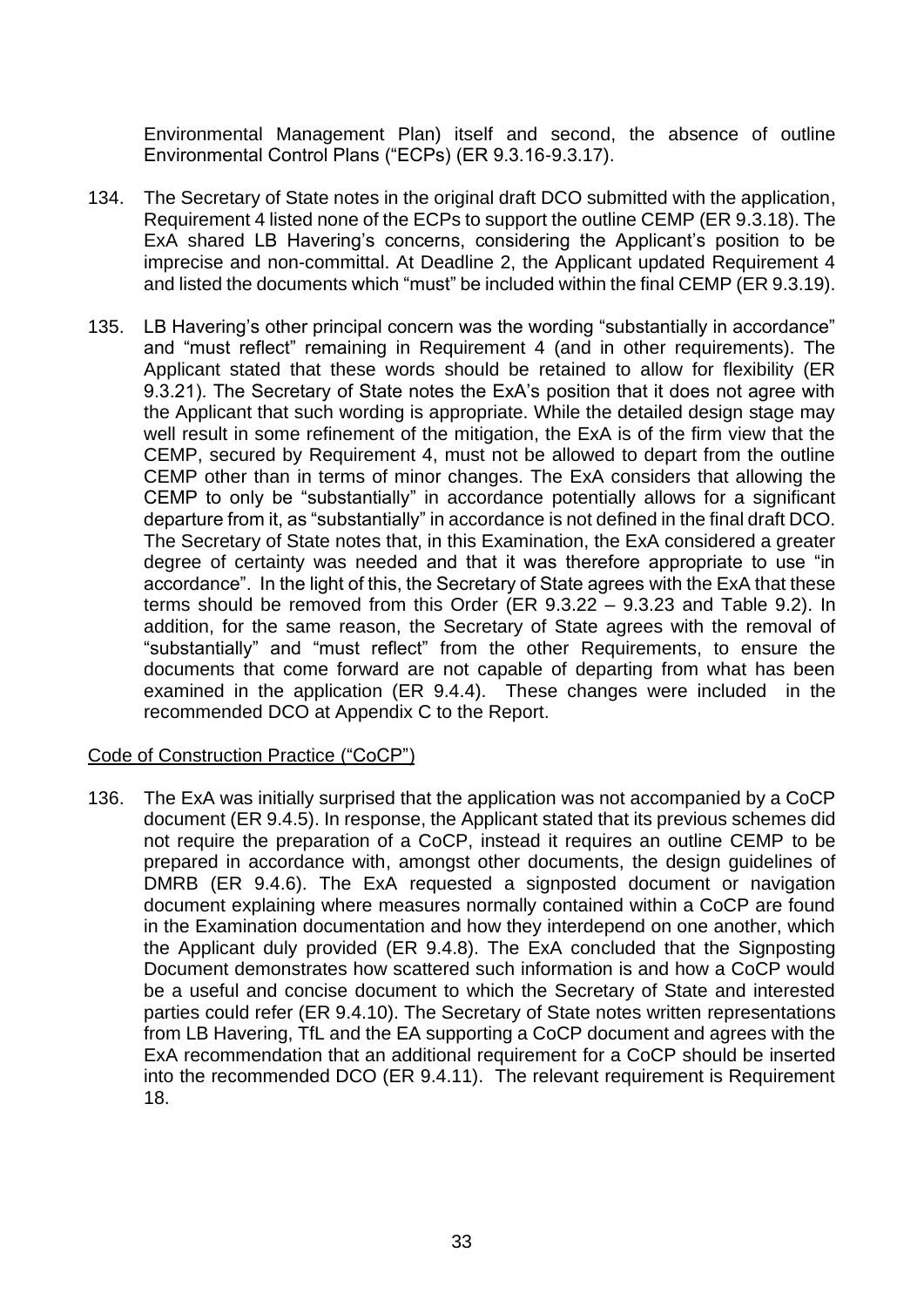Environmental Management Plan) itself and second, the absence of outline Environmental Control Plans ("ECPs) (ER 9.3.16-9.3.17).

134. The Secretary of State notes in the original draft DCO submitted with the application, Requirement 4 listed none of the ECPs to support the outline CEMP (ER 9.3.18). The ExA shared LB Havering's concerns, considering the Applicant's position to be imprecise and non-committal. At Deadline 2, the Applicant updated Requirement 4 and listed the documents which "must" be included within the final CEMP (ER 9.3.19).

135. LB Havering's other principal concern was the wording "substantially in accordance" and "must reflect" remaining in Requirement 4 (and in other requirements). The Applicant stated that these words should be retained to allow for flexibility (ER 9.3.21). The Secretary of State notes the ExA's position that it does not agree with the Applicant that such wording is appropriate. While the detailed design stage may well result in some refinement of the mitigation, the ExA is of the firm view that the CEMP, secured by Requirement 4, must not be allowed to depart from the outline CEMP other than in terms of minor changes. The ExA considers that allowing the CEMP to only be "substantially" in accordance potentially allows for a significant departure from it, as "substantially" in accordance is not defined in the final draft DCO. The Secretary of State notes that, in this Examination, the ExA considered a greater degree of certainty was needed and that it was therefore appropriate to use "in accordance". In the light of this, the Secretary of State agrees with the ExA that these terms should be removed from this Order (ER 9.3.22 – 9.3.23 and Table 9.2). In addition, for the same reason, the Secretary of State agrees with the removal of "substantially" and "must reflect" from the other Requirements, to ensure the documents that come forward are not capable of departing from what has been examined in the application (ER 9.4.4). These changes were included in the recommended DCO at Appendix C to the Report.

Code of Construction Practice ("CoCP")

136. The ExA was initially surprised that the application was not accompanied by a CoCP document (ER 9.4.5). In response, the Applicant stated that its previous schemes did not require the preparation of a CoCP, instead it requires an outline CEMP to be prepared in accordance with, amongst other documents, the design guidelines of DMRB (ER 9.4.6). The ExA requested a signposted document or navigation document explaining where measures normally contained within a CoCP are found in the Examination documentation and how they interdepend on one another, which the Applicant duly provided (ER 9.4.8). The ExA concluded that the Signposting Document demonstrates how scattered such information is and how a CoCP would be a useful and concise document to which the Secretary of State and interested parties could refer (ER 9.4.10). The Secretary of State notes written representations from LB Havering, TfL and the EA supporting a CoCP document and agrees with the ExA recommendation that an additional requirement for a CoCP should be inserted into the recommended DCO (ER 9.4.11). The relevant requirement is Requirement 18.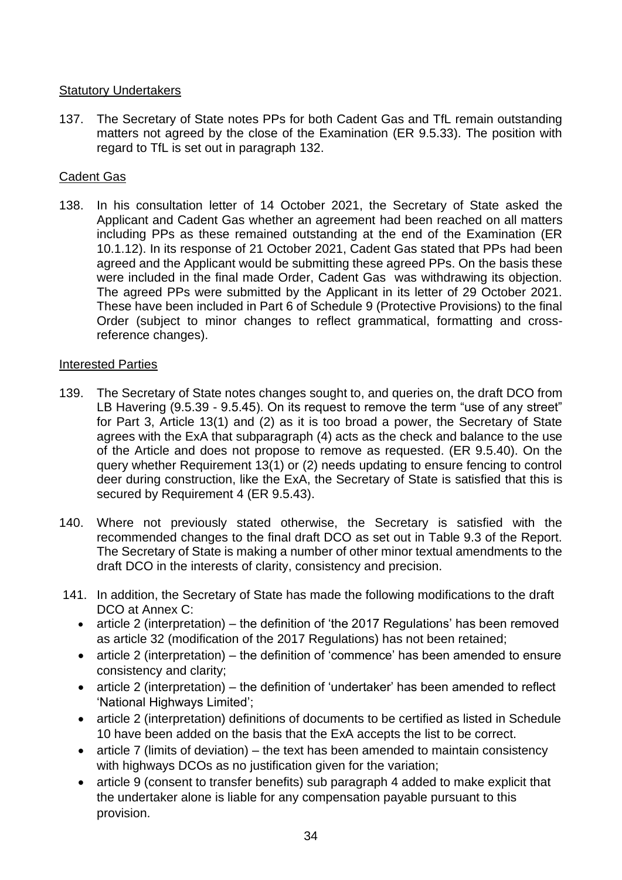Statutory Undertakers

137. The Secretary of State notes PPs for both Cadent Gas and TfL remain outstanding matters not agreed by the close of the Examination (ER 9.5.33). The position with regard to TfL is set out in paragraph 132.

Cadent Gas

138. In his consultation letter of 14 October 2021, the Secretary of State asked the Applicant and Cadent Gas whether an agreement had been reached on all matters including PPs as these remained outstanding at the end of the Examination (ER 10.1.12). In its response of 21 October 2021, Cadent Gas stated that PPs had been agreed and the Applicant would be submitting these agreed PPs. On the basis these were included in the final made Order, Cadent Gas was withdrawing its objection. The agreed PPs were submitted by the Applicant in its letter of 29 October 2021. These have been included in Part 6 of Schedule 9 (Protective Provisions) to the final Order (subject to minor changes to reflect grammatical, formatting and cross-reference changes).

Interested Parties

139. The Secretary of State notes changes sought to, and queries on, the draft DCO from LB Havering (9.5.39 - 9.5.45). On its request to remove the term "use of any street" for Part 3, Article 13(1) and (2) as it is too broad a power, the Secretary of State agrees with the ExA that subparagraph (4) acts as the check and balance to the use of the Article and does not propose to remove as requested. (ER 9.5.40). On the query whether Requirement 13(1) or (2) needs updating to ensure fencing to control deer during construction, like the ExA, the Secretary of State is satisfied that this is secured by Requirement 4 (ER 9.5.43).

140. Where not previously stated otherwise, the Secretary is satisfied with the recommended changes to the final draft DCO as set out in Table 9.3 of the Report. The Secretary of State is making a number of other minor textual amendments to the draft DCO in the interests of clarity, consistency and precision.

141. In addition, the Secretary of State has made the following modifications to the draft DCO at Annex C:
- article 2 (interpretation) – the definition of 'the 2017 Regulations' has been removed as article 32 (modification of the 2017 Regulations) has not been retained;
- article 2 (interpretation) – the definition of 'commence' has been amended to ensure consistency and clarity;
- article 2 (interpretation) – the definition of 'undertaker' has been amended to reflect 'National Highways Limited';
- article 2 (interpretation) definitions of documents to be certified as listed in Schedule 10 have been added on the basis that the ExA accepts the list to be correct.
- article 7 (limits of deviation) – the text has been amended to maintain consistency with highways DCOs as no justification given for the variation;
- article 9 (consent to transfer benefits) sub paragraph 4 added to make explicit that the undertaker alone is liable for any compensation payable pursuant to this provision.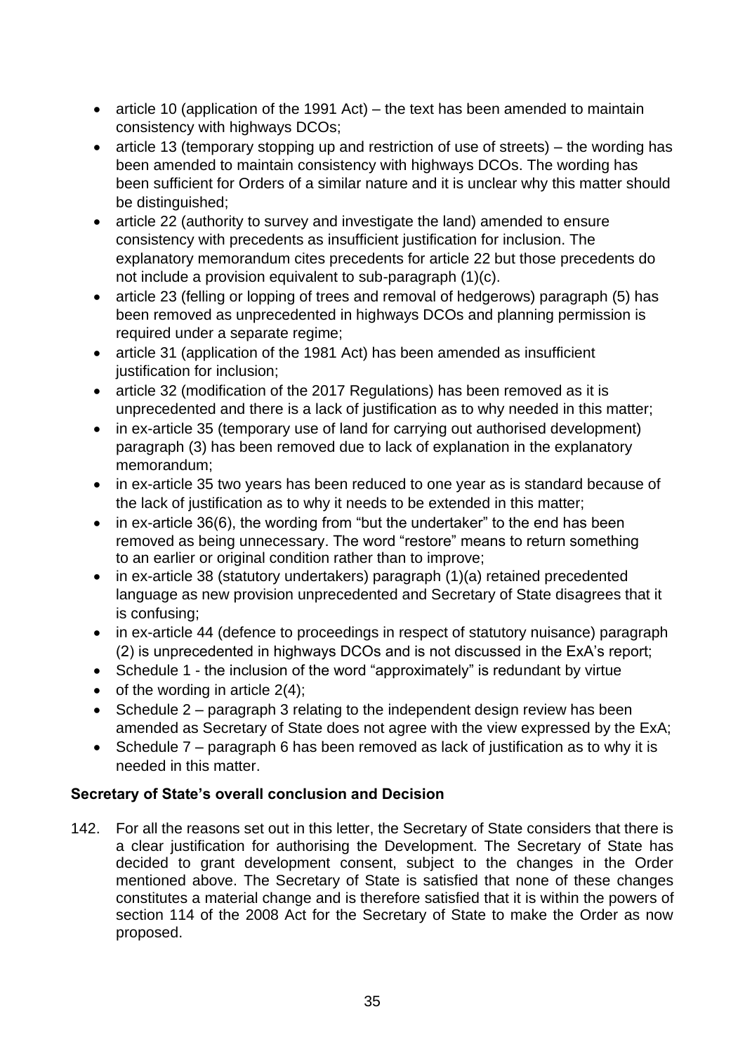- article 10 (application of the 1991 Act) – the text has been amended to maintain consistency with highways DCOs;
- article 13 (temporary stopping up and restriction of use of streets) – the wording has been amended to maintain consistency with highways DCOs. The wording has been sufficient for Orders of a similar nature and it is unclear why this matter should be distinguished;
- article 22 (authority to survey and investigate the land) amended to ensure consistency with precedents as insufficient justification for inclusion. The explanatory memorandum cites precedents for article 22 but those precedents do not include a provision equivalent to sub-paragraph (1)(c).
- article 23 (felling or lopping of trees and removal of hedgerows) paragraph (5) has been removed as unprecedented in highways DCOs and planning permission is required under a separate regime;
- article 31 (application of the 1981 Act) has been amended as insufficient justification for inclusion;
- article 32 (modification of the 2017 Regulations) has been removed as it is unprecedented and there is a lack of justification as to why needed in this matter;
- in ex-article 35 (temporary use of land for carrying out authorised development) paragraph (3) has been removed due to lack of explanation in the explanatory memorandum;
- in ex-article 35 two years has been reduced to one year as is standard because of the lack of justification as to why it needs to be extended in this matter;
- in ex-article 36(6), the wording from "but the undertaker" to the end has been removed as being unnecessary. The word "restore" means to return something to an earlier or original condition rather than to improve;
- in ex-article 38 (statutory undertakers) paragraph (1)(a) retained precedented language as new provision unprecedented and Secretary of State disagrees that it is confusing;
- in ex-article 44 (defence to proceedings in respect of statutory nuisance) paragraph (2) is unprecedented in highways DCOs and is not discussed in the ExA's report;
- Schedule 1 - the inclusion of the word "approximately" is redundant by virtue
- of the wording in article 2(4);
- Schedule 2 – paragraph 3 relating to the independent design review has been amended as Secretary of State does not agree with the view expressed by the ExA;
- Schedule 7 – paragraph 6 has been removed as lack of justification as to why it is needed in this matter.

**Secretary of State's overall conclusion and Decision**

142. For all the reasons set out in this letter, the Secretary of State considers that there is a clear justification for authorising the Development. The Secretary of State has decided to grant development consent, subject to the changes in the Order mentioned above. The Secretary of State is satisfied that none of these changes constitutes a material change and is therefore satisfied that it is within the powers of section 114 of the 2008 Act for the Secretary of State to make the Order as now proposed.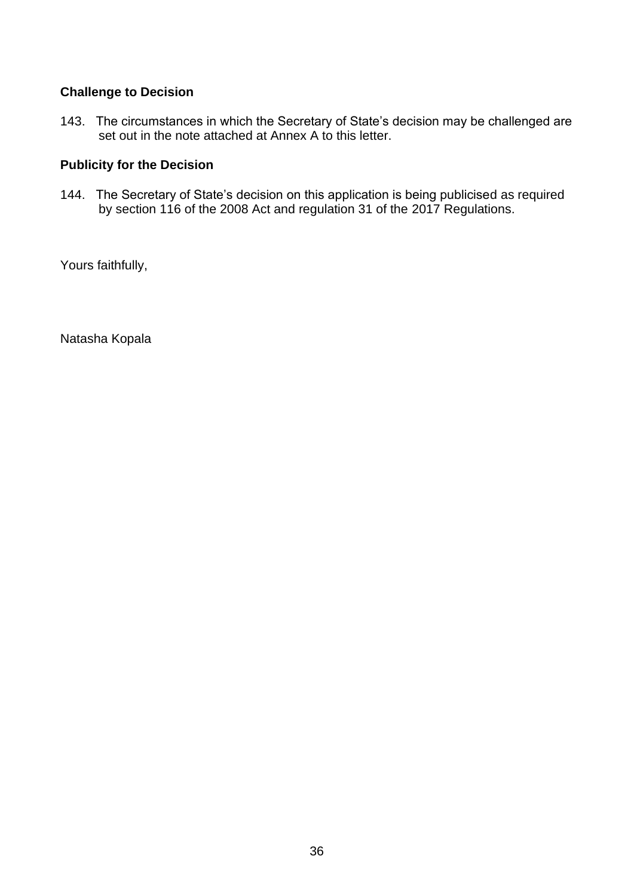**Challenge to Decision**

143. The circumstances in which the Secretary of State's decision may be challenged are set out in the note attached at Annex A to this letter.

**Publicity for the Decision**

144. The Secretary of State's decision on this application is being publicised as required by section 116 of the 2008 Act and regulation 31 of the 2017 Regulations.

Yours faithfully,

Natasha Kopala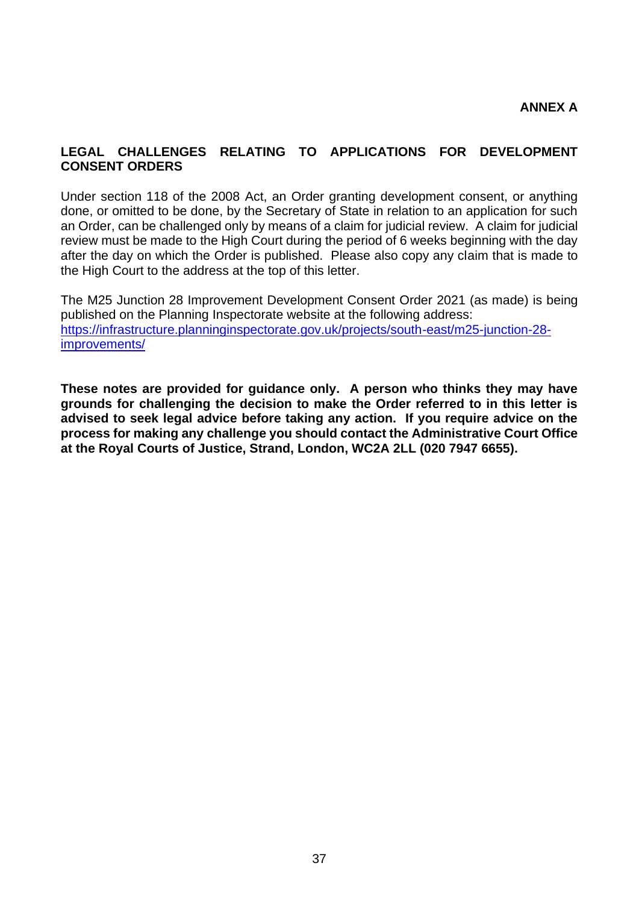**ANNEX A**

**LEGAL CHALLENGES RELATING TO APPLICATIONS FOR DEVELOPMENT CONSENT ORDERS**

Under section 118 of the 2008 Act, an Order granting development consent, or anything done, or omitted to be done, by the Secretary of State in relation to an application for such an Order, can be challenged only by means of a claim for judicial review. A claim for judicial review must be made to the High Court during the period of 6 weeks beginning with the day after the day on which the Order is published. Please also copy any claim that is made to the High Court to the address at the top of this letter.

The M25 Junction 28 Improvement Development Consent Order 2021 (as made) is being published on the Planning Inspectorate website at the following address: [https://infrastructure.planninginspectorate.gov.uk/projects/south-east/m25-junction-28-improvements/](https://infrastructure.planninginspectorate.gov.uk/projects/south-east/m25-junction-28-improvements/)

**These notes are provided for guidance only. A person who thinks they may have grounds for challenging the decision to make the Order referred to in this letter is advised to seek legal advice before taking any action. If you require advice on the process for making any challenge you should contact the Administrative Court Office at the Royal Courts of Justice, Strand, London, WC2A 2LL (020 7947 6655).**